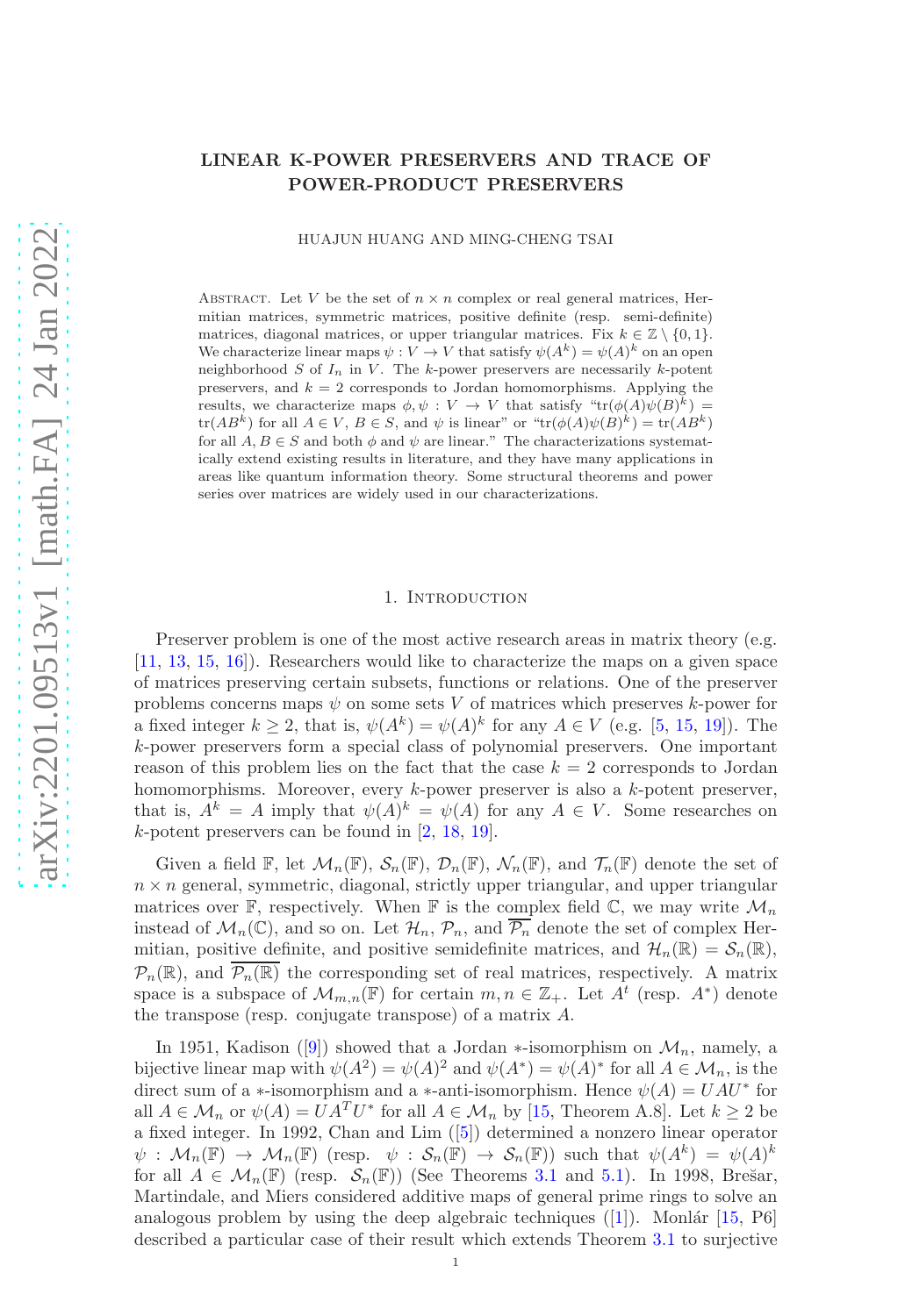# LINEAR K-POWER PRESERVERS AND TRACE OF POWER-PRODUCT PRESERVERS

HUAJUN HUANG AND MING-CHENG TSAI

Abstract. Let $V$ be the set of $n \times n$ complex or real general matrices, Hermitian matrices, symmetric matrices, positive definite (resp. semi-definite) matrices, diagonal matrices, or upper triangular matrices. Fix $k \in \mathbb{Z} \setminus \{0, 1\}$. We characterize linear maps $\psi : V \to V$ that satisfy $\psi(A^k) = \psi(A)^k$ on an open neighborhood $S$ of $I_n$ in $V$. The $k$-power preservers are necessarily $k$-potent preservers, and $k = 2$ corresponds to Jordan homomorphisms. Applying the results, we characterize maps $\phi, \psi : V \to V$ that satisfy "$\text{tr}(\phi(A)\psi(B)^k) = \text{tr}(AB^k)$ for all $A \in V$, $B \in S$, and $\psi$ is linear" or "$\text{tr}(\phi(A)\psi(B)^k) = \text{tr}(AB^k)$ for all $A, B \in S$ and both $\phi$ and $\psi$ are linear." The characterizations systematically extend existing results in literature, and they have many applications in areas like quantum information theory. Some structural theorems and power series over matrices are widely used in our characterizations.

## 1. Introduction

Preserver problem is one of the most active research areas in matrix theory (e.g. [11, 13, 15, 16]). Researchers would like to characterize the maps on a given space of matrices preserving certain subsets, functions or relations. One of the preserver problems concerns maps $\psi$ on some sets $V$ of matrices which preserves $k$-power for a fixed integer $k \geq 2$, that is, $\psi(A^k) = \psi(A)^k$ for any $A \in V$ (e.g. [5, 15, 19]). The $k$-power preservers form a special class of polynomial preservers. One important reason of this problem lies on the fact that the case $k = 2$ corresponds to Jordan homomorphisms. Moreover, every $k$-power preserver is also a $k$-potent preserver, that is, $A^k = A$ imply that $\psi(A)^k = \psi(A)$ for any $A \in V$. Some researches on $k$-potent preservers can be found in [2, 18, 19].

Given a field $\mathbb{F}$, let $\mathcal{M}_n(\mathbb{F})$, $\mathcal{S}_n(\mathbb{F})$, $\mathcal{D}_n(\mathbb{F})$, $\mathcal{N}_n(\mathbb{F})$, and $\mathcal{T}_n(\mathbb{F})$ denote the set of $n \times n$ general, symmetric, diagonal, strictly upper triangular, and upper triangular matrices over $\mathbb{F}$, respectively. When $\mathbb{F}$ is the complex field $\mathbb{C}$, we may write $\mathcal{M}_n$ instead of $\mathcal{M}_n(\mathbb{C})$, and so on. Let $\mathcal{H}_n$, $\mathcal{P}_n$, and $\overline{\mathcal{P}_n}$ denote the set of complex Hermitian, positive definite, and positive semidefinite matrices, and $\mathcal{H}_n(\mathbb{R}) = \mathcal{S}_n(\mathbb{R})$, $\mathcal{P}_n(\mathbb{R})$, and $\overline{\mathcal{P}_n(\mathbb{R})}$ the corresponding set of real matrices, respectively. A matrix space is a subspace of $\mathcal{M}_{m,n}(\mathbb{F})$ for certain $m, n \in \mathbb{Z}_+$. Let $A^t$ (resp. $A^*$) denote the transpose (resp. conjugate transpose) of a matrix $A$.

In 1951, Kadison ([9]) showed that a Jordan $*$-isomorphism on $\mathcal{M}_n$, namely, a bijective linear map with $\psi(A^2) = \psi(A)^2$ and $\psi(A^*) = \psi(A)^*$ for all $A \in \mathcal{M}_n$, is the direct sum of a $*$-isomorphism and a $*$-anti-isomorphism. Hence $\psi(A) = UAU^*$ for all $A \in \mathcal{M}_n$ or $\psi(A) = UA^TU^*$ for all $A \in \mathcal{M}_n$ by [15, Theorem A.8]. Let $k \geq 2$ be a fixed integer. In 1992, Chan and Lim ([5]) determined a nonzero linear operator $\psi : \mathcal{M}_n(\mathbb{F}) \to \mathcal{M}_n(\mathbb{F})$ (resp. $\psi : \mathcal{S}_n(\mathbb{F}) \to \mathcal{S}_n(\mathbb{F})$) such that $\psi(A^k) = \psi(A)^k$ for all $A \in \mathcal{M}_n(\mathbb{F})$ (resp. $\mathcal{S}_n(\mathbb{F})$) (See Theorems 3.1 and 5.1). In 1998, Brešar, Martindale, and Miers considered additive maps of general prime rings to solve an analogous problem by using the deep algebraic techniques ([1]). Monlár [15, P6] described a particular case of their result which extends Theorem 3.1 to surjective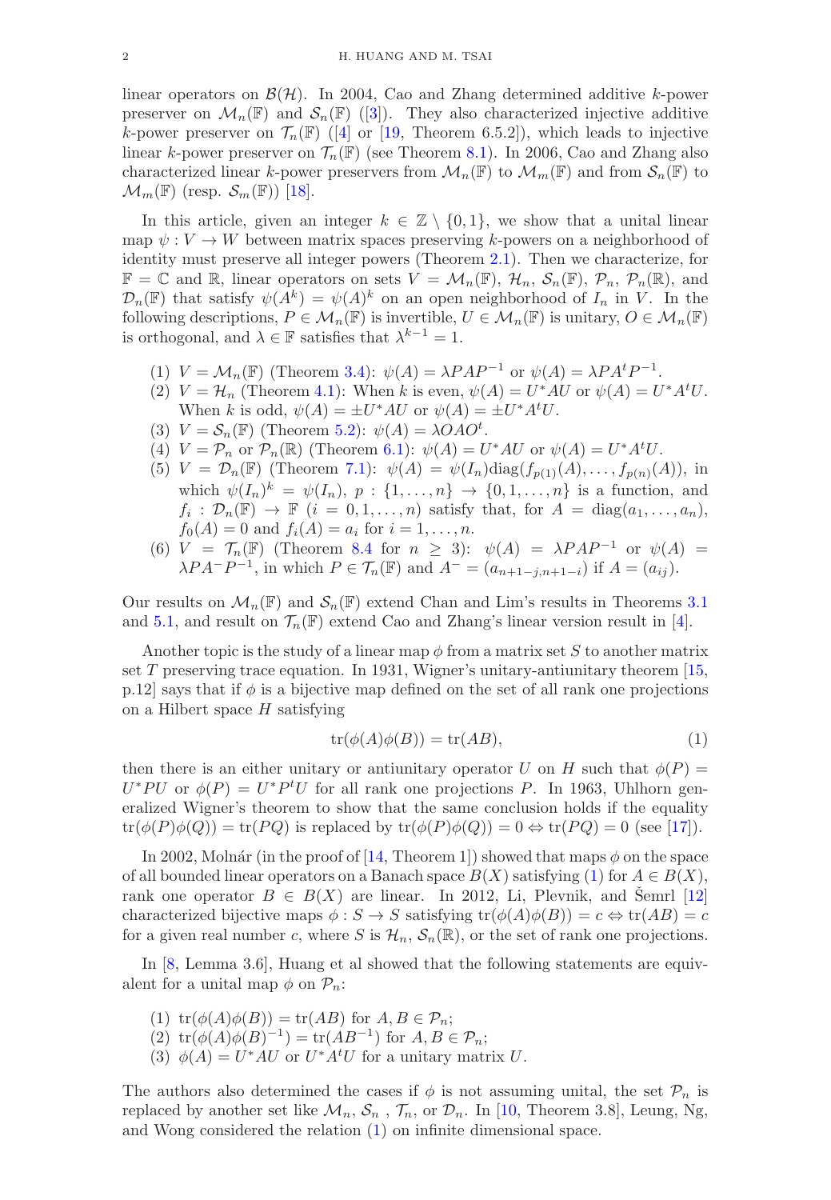linear operators on $\mathcal{B}(\mathcal{H})$. In 2004, Cao and Zhang determined additive $k$-power preserver on $\mathcal{M}_n(\mathbb{F})$ and $\mathcal{S}_n(\mathbb{F})$ ([3]). They also characterized injective additive $k$-power preserver on $\mathcal{T}_n(\mathbb{F})$ ([4] or [19, Theorem 6.5.2]), which leads to injective linear $k$-power preserver on $\mathcal{T}_n(\mathbb{F})$ (see Theorem 8.1). In 2006, Cao and Zhang also characterized linear $k$-power preservers from $\mathcal{M}_n(\mathbb{F})$ to $\mathcal{M}_m(\mathbb{F})$ and from $\mathcal{S}_n(\mathbb{F})$ to $\mathcal{M}_m(\mathbb{F})$ (resp. $\mathcal{S}_m(\mathbb{F})$) [18].

In this article, given an integer $k \in \mathbb{Z} \setminus \{0, 1\}$, we show that a unital linear map $\psi : V \to W$ between matrix spaces preserving $k$-powers on a neighborhood of identity must preserve all integer powers (Theorem 2.1). Then we characterize, for $\mathbb{F} = \mathbb{C}$ and $\mathbb{R}$, linear operators on sets $V = \mathcal{M}_n(\mathbb{F})$, $\mathcal{H}_n$, $\mathcal{S}_n(\mathbb{F})$, $\mathcal{P}_n$, $\mathcal{P}_n(\mathbb{R})$, and $\mathcal{D}_n(\mathbb{F})$ that satisfy $\psi(A^k) = \psi(A)^k$ on an open neighborhood of $I_n$ in $V$. In the following descriptions, $P \in \mathcal{M}_n(\mathbb{F})$ is invertible, $U \in \mathcal{M}_n(\mathbb{F})$ is unitary, $O \in \mathcal{M}_n(\mathbb{F})$ is orthogonal, and $\lambda \in \mathbb{F}$ satisfies that $\lambda^{k-1} = 1$.

1. $V = \mathcal{M}_n(\mathbb{F})$ (Theorem 3.4): $\psi(A) = \lambda PAP^{-1}$ or $\psi(A) = \lambda PA^tP^{-1}$.
2. $V = \mathcal{H}_n$ (Theorem 4.1): When $k$ is even, $\psi(A) = U^*AU$ or $\psi(A) = U^*A^tU$. When $k$ is odd, $\psi(A) = \pm U^*AU$ or $\psi(A) = \pm U^*A^tU$.
3. $V = \mathcal{S}_n(\mathbb{F})$ (Theorem 5.2): $\psi(A) = \lambda OAO^t$.
4. $V = \mathcal{P}_n$ or $\mathcal{P}_n(\mathbb{R})$ (Theorem 6.1): $\psi(A) = U^*AU$ or $\psi(A) = U^*A^tU$.
5. $V = \mathcal{D}_n(\mathbb{F})$ (Theorem 7.1): $\psi(A) = \psi(I_n)\mathrm{diag}(f_{p(1)}(A), \ldots, f_{p(n)}(A))$, in which $\psi(I_n)^k = \psi(I_n)$, $p : \{1, \ldots, n\} \to \{0, 1, \ldots, n\}$ is a function, and $f_i : \mathcal{D}_n(\mathbb{F}) \to \mathbb{F}$ $(i = 0, 1, \ldots, n)$ satisfy that, for $A = \mathrm{diag}(a_1, \ldots, a_n)$, $f_0(A) = 0$ and $f_i(A) = a_i$ for $i = 1, \ldots, n$.
6. $V = \mathcal{T}_n(\mathbb{F})$ (Theorem 8.4 for $n \geq 3$): $\psi(A) = \lambda PAP^{-1}$ or $\psi(A) = \lambda PA^-P^{-1}$, in which $P \in \mathcal{T}_n(\mathbb{F})$ and $A^- = (a_{n+1-j,n+1-i})$ if $A = (a_{ij})$.

Our results on $\mathcal{M}_n(\mathbb{F})$ and $\mathcal{S}_n(\mathbb{F})$ extend Chan and Lim's results in Theorems 3.1 and 5.1, and result on $\mathcal{T}_n(\mathbb{F})$ extend Cao and Zhang's linear version result in [4].

Another topic is the study of a linear map $\phi$ from a matrix set $S$ to another matrix set $T$ preserving trace equation. In 1931, Wigner's unitary-antiunitary theorem [15, p.12] says that if $\phi$ is a bijective map defined on the set of all rank one projections on a Hilbert space $H$ satisfying

$$\mathrm{tr}(\phi(A)\phi(B)) = \mathrm{tr}(AB), \tag{1}$$

then there is an either unitary or antiunitary operator $U$ on $H$ such that $\phi(P) = U^*PU$ or $\phi(P) = U^*P^tU$ for all rank one projections $P$. In 1963, Uhlhorn generalized Wigner's theorem to show that the same conclusion holds if the equality $\mathrm{tr}(\phi(P)\phi(Q)) = \mathrm{tr}(PQ)$ is replaced by $\mathrm{tr}(\phi(P)\phi(Q)) = 0 \Leftrightarrow \mathrm{tr}(PQ) = 0$ (see [17]).

In 2002, Molnár (in the proof of [14, Theorem 1]) showed that maps $\phi$ on the space of all bounded linear operators on a Banach space $B(X)$ satisfying (1) for $A \in B(X)$, rank one operator $B \in B(X)$ are linear. In 2012, Li, Plevnik, and Šemrl [12] characterized bijective maps $\phi : S \to S$ satisfying $\mathrm{tr}(\phi(A)\phi(B)) = c \Leftrightarrow \mathrm{tr}(AB) = c$ for a given real number $c$, where $S$ is $\mathcal{H}_n$, $\mathcal{S}_n(\mathbb{R})$, or the set of rank one projections.

In [8, Lemma 3.6], Huang et al showed that the following statements are equivalent for a unital map $\phi$ on $\mathcal{P}_n$:

1. $\mathrm{tr}(\phi(A)\phi(B)) = \mathrm{tr}(AB)$ for $A, B \in \mathcal{P}_n$;
2. $\mathrm{tr}(\phi(A)\phi(B)^{-1}) = \mathrm{tr}(AB^{-1})$ for $A, B \in \mathcal{P}_n$;
3. $\phi(A) = U^*AU$ or $U^*A^tU$ for a unitary matrix $U$.

The authors also determined the cases if $\phi$ is not assuming unital, the set $\mathcal{P}_n$ is replaced by another set like $\mathcal{M}_n$, $\mathcal{S}_n$ , $\mathcal{T}_n$, or $\mathcal{D}_n$. In [10, Theorem 3.8], Leung, Ng, and Wong considered the relation (1) on infinite dimensional space.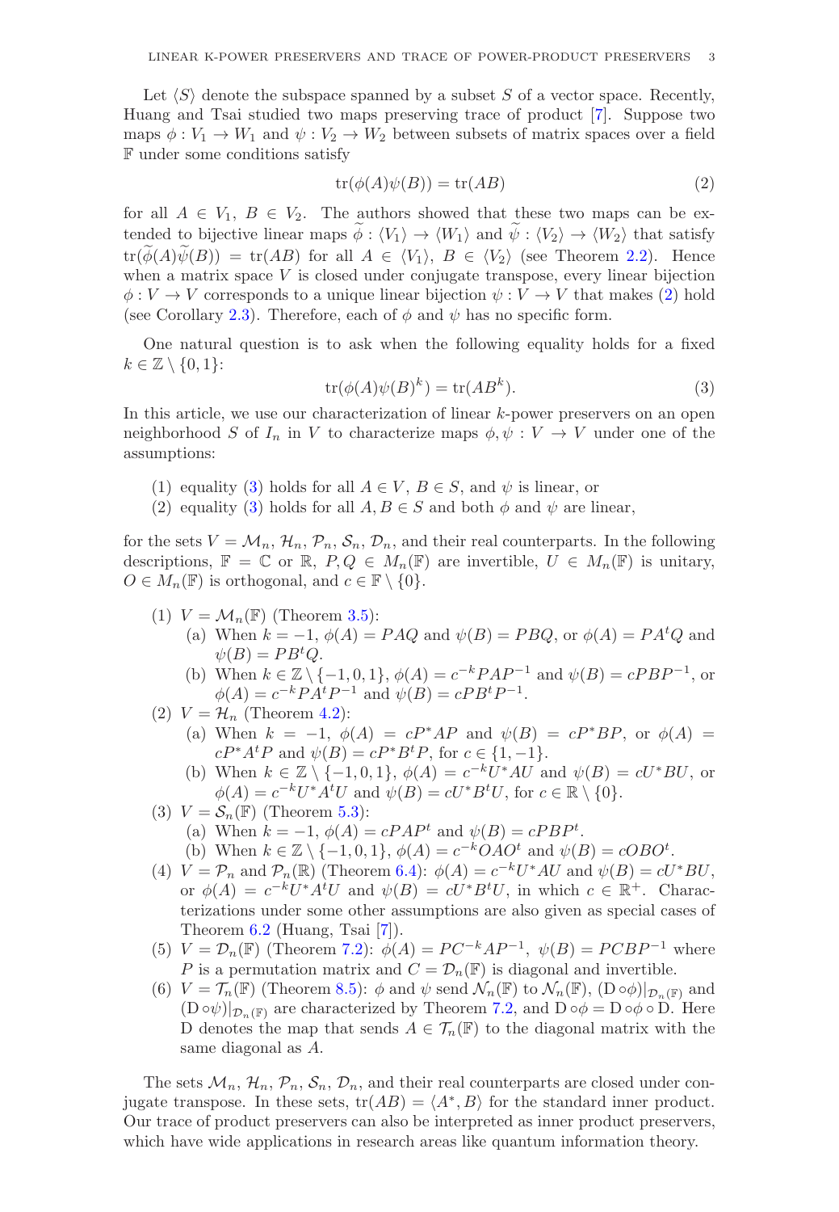Let $\langle S \rangle$ denote the subspace spanned by a subset $S$ of a vector space. Recently, Huang and Tsai studied two maps preserving trace of product [7]. Suppose two maps $\phi : V_1 \to W_1$ and $\psi : V_2 \to W_2$ between subsets of matrix spaces over a field $\mathbb{F}$ under some conditions satisfy

$$\operatorname{tr}(\phi(A)\psi(B)) = \operatorname{tr}(AB) \tag{2}$$

for all $A \in V_1$, $B \in V_2$. The authors showed that these two maps can be extended to bijective linear maps $\widetilde{\phi} : \langle V_1 \rangle \to \langle W_1 \rangle$ and $\widetilde{\psi} : \langle V_2 \rangle \to \langle W_2 \rangle$ that satisfy $\operatorname{tr}(\widetilde{\phi}(A)\widetilde{\psi}(B)) = \operatorname{tr}(AB)$ for all $A \in \langle V_1 \rangle$, $B \in \langle V_2 \rangle$ (see Theorem 2.2). Hence when a matrix space $V$ is closed under conjugate transpose, every linear bijection $\phi : V \to V$ corresponds to a unique linear bijection $\psi : V \to V$ that makes (2) hold (see Corollary 2.3). Therefore, each of $\phi$ and $\psi$ has no specific form.

One natural question is to ask when the following equality holds for a fixed $k \in \mathbb{Z} \setminus \{0, 1\}$:

$$\operatorname{tr}(\phi(A)\psi(B)^k) = \operatorname{tr}(AB^k). \tag{3}$$

In this article, we use our characterization of linear $k$-power preservers on an open neighborhood $S$ of $I_n$ in $V$ to characterize maps $\phi, \psi : V \to V$ under one of the assumptions:

(1) equality (3) holds for all $A \in V$, $B \in S$, and $\psi$ is linear, or
(2) equality (3) holds for all $A, B \in S$ and both $\phi$ and $\psi$ are linear,

for the sets $V = \mathcal{M}_n, \mathcal{H}_n, \mathcal{P}_n, \mathcal{S}_n, \mathcal{D}_n$, and their real counterparts. In the following descriptions, $\mathbb{F} = \mathbb{C}$ or $\mathbb{R}$, $P, Q \in M_n(\mathbb{F})$ are invertible, $U \in M_n(\mathbb{F})$ is unitary, $O \in M_n(\mathbb{F})$ is orthogonal, and $c \in \mathbb{F} \setminus \{0\}$.

(1) $V = \mathcal{M}_n(\mathbb{F})$ (Theorem 3.5):
   (a) When $k = -1$, $\phi(A) = PAQ$ and $\psi(B) = PBQ$, or $\phi(A) = PA^tQ$ and $\psi(B) = PB^tQ$.
   (b) When $k \in \mathbb{Z} \setminus \{-1, 0, 1\}$, $\phi(A) = c^{-k}PAP^{-1}$ and $\psi(B) = cPBP^{-1}$, or $\phi(A) = c^{-k}PA^tP^{-1}$ and $\psi(B) = cPB^tP^{-1}$.
(2) $V = \mathcal{H}_n$ (Theorem 4.2):
   (a) When $k = -1$, $\phi(A) = cP^*AP$ and $\psi(B) = cP^*BP$, or $\phi(A) = cP^*A^tP$ and $\psi(B) = cP^*B^tP$, for $c \in \{1, -1\}$.
   (b) When $k \in \mathbb{Z} \setminus \{-1, 0, 1\}$, $\phi(A) = c^{-k}U^*AU$ and $\psi(B) = cU^*BU$, or $\phi(A) = c^{-k}U^*A^tU$ and $\psi(B) = cU^*B^tU$, for $c \in \mathbb{R} \setminus \{0\}$.
(3) $V = \mathcal{S}_n(\mathbb{F})$ (Theorem 5.3):
   (a) When $k = -1$, $\phi(A) = cPAP^t$ and $\psi(B) = cPBP^t$.
   (b) When $k \in \mathbb{Z} \setminus \{-1, 0, 1\}$, $\phi(A) = c^{-k}OAO^t$ and $\psi(B) = cOBO^t$.
(4) $V = \mathcal{P}_n$ and $\mathcal{P}_n(\mathbb{R})$ (Theorem 6.4): $\phi(A) = c^{-k}U^*AU$ and $\psi(B) = cU^*BU$, or $\phi(A) = c^{-k}U^*A^tU$ and $\psi(B) = cU^*B^tU$, in which $c \in \mathbb{R}^+$. Characterizations under some other assumptions are also given as special cases of Theorem 6.2 (Huang, Tsai [7]).
(5) $V = \mathcal{D}_n(\mathbb{F})$ (Theorem 7.2): $\phi(A) = PC^{-k}AP^{-1}$, $\psi(B) = PCBP^{-1}$ where $P$ is a permutation matrix and $C = \mathcal{D}_n(\mathbb{F})$ is diagonal and invertible.
(6) $V = \mathcal{T}_n(\mathbb{F})$ (Theorem 8.5): $\phi$ and $\psi$ send $\mathcal{N}_n(\mathbb{F})$ to $\mathcal{N}_n(\mathbb{F})$, $(\mathrm{D} \circ \phi)|_{\mathcal{D}_n(\mathbb{F})}$ and $(\mathrm{D} \circ \psi)|_{\mathcal{D}_n(\mathbb{F})}$ are characterized by Theorem 7.2, and $\mathrm{D} \circ \phi = \mathrm{D} \circ \phi \circ \mathrm{D}$. Here $\mathrm{D}$ denotes the map that sends $A \in \mathcal{T}_n(\mathbb{F})$ to the diagonal matrix with the same diagonal as $A$.

The sets $\mathcal{M}_n, \mathcal{H}_n, \mathcal{P}_n, \mathcal{S}_n, \mathcal{D}_n$, and their real counterparts are closed under conjugate transpose. In these sets, $\operatorname{tr}(AB) = \langle A^*, B \rangle$ for the standard inner product. Our trace of product preservers can also be interpreted as inner product preservers, which have wide applications in research areas like quantum information theory.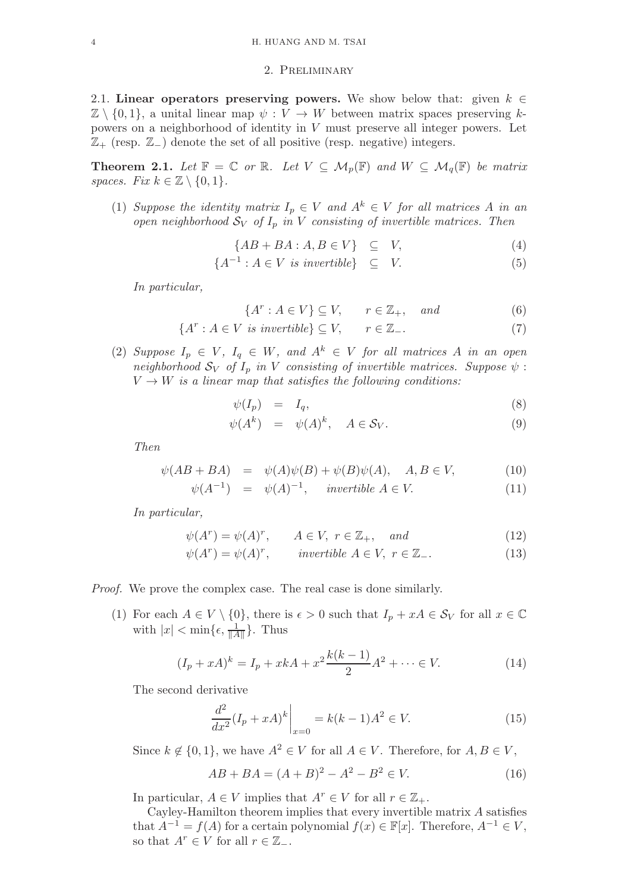## 2. Preliminary

**2.1. Linear operators preserving powers.** We show below that: given $k \in \mathbb{Z} \setminus \{0, 1\}$, a unital linear map $\psi : V \to W$ between matrix spaces preserving $k$-powers on a neighborhood of identity in $V$ must preserve all integer powers. Let $\mathbb{Z}_+$ (resp. $\mathbb{Z}_-$) denote the set of all positive (resp. negative) integers.

**Theorem 2.1.** *Let $\mathbb{F} = \mathbb{C}$ or $\mathbb{R}$. Let $V \subseteq \mathcal{M}_p(\mathbb{F})$ and $W \subseteq \mathcal{M}_q(\mathbb{F})$ be matrix spaces. Fix $k \in \mathbb{Z} \setminus \{0, 1\}$.*

(1) *Suppose the identity matrix $I_p \in V$ and $A^k \in V$ for all matrices $A$ in an open neighborhood $\mathcal{S}_V$ of $I_p$ in $V$ consisting of invertible matrices. Then*

$$\{AB + BA : A, B \in V\} \subseteq V, \tag{4}$$

$$\{A^{-1} : A \in V \text{ is invertible}\} \subseteq V. \tag{5}$$

*In particular,*

$$\{A^r : A \in V\} \subseteq V, \qquad r \in \mathbb{Z}_+, \quad \text{and} \tag{6}$$

$$\{A^r : A \in V \text{ is invertible}\} \subseteq V, \qquad r \in \mathbb{Z}_-. \tag{7}$$

(2) *Suppose $I_p \in V$, $I_q \in W$, and $A^k \in V$ for all matrices $A$ in an open neighborhood $\mathcal{S}_V$ of $I_p$ in $V$ consisting of invertible matrices. Suppose $\psi : V \to W$ is a linear map that satisfies the following conditions:*

$$\psi(I_p) = I_q, \tag{8}$$

$$\psi(A^k) = \psi(A)^k, \quad A \in \mathcal{S}_V. \tag{9}$$

*Then*

$$\psi(AB + BA) = \psi(A)\psi(B) + \psi(B)\psi(A), \quad A, B \in V, \tag{10}$$

$$\psi(A^{-1}) = \psi(A)^{-1}, \quad \text{invertible } A \in V. \tag{11}$$

*In particular,*

$$\psi(A^r) = \psi(A)^r, \qquad A \in V,\ r \in \mathbb{Z}_+, \quad \text{and} \tag{12}$$

$$\psi(A^r) = \psi(A)^r, \qquad \text{invertible } A \in V,\ r \in \mathbb{Z}_-. \tag{13}$$

*Proof.* We prove the complex case. The real case is done similarly.

(1) For each $A \in V \setminus \{0\}$, there is $\epsilon > 0$ such that $I_p + xA \in \mathcal{S}_V$ for all $x \in \mathbb{C}$ with $|x| < \min\{\epsilon, \frac{1}{\|A\|}\}$. Thus

$$(I_p + xA)^k = I_p + xkA + x^2 \frac{k(k-1)}{2} A^2 + \cdots \in V. \tag{14}$$

The second derivative

$$\left. \frac{d^2}{dx^2}(I_p + xA)^k \right|_{x=0} = k(k-1)A^2 \in V. \tag{15}$$

Since $k \notin \{0, 1\}$, we have $A^2 \in V$ for all $A \in V$. Therefore, for $A, B \in V$,

$$AB + BA = (A + B)^2 - A^2 - B^2 \in V. \tag{16}$$

In particular, $A \in V$ implies that $A^r \in V$ for all $r \in \mathbb{Z}_+$.

Cayley-Hamilton theorem implies that every invertible matrix $A$ satisfies that $A^{-1} = f(A)$ for a certain polynomial $f(x) \in \mathbb{F}[x]$. Therefore, $A^{-1} \in V$, so that $A^r \in V$ for all $r \in \mathbb{Z}_-$.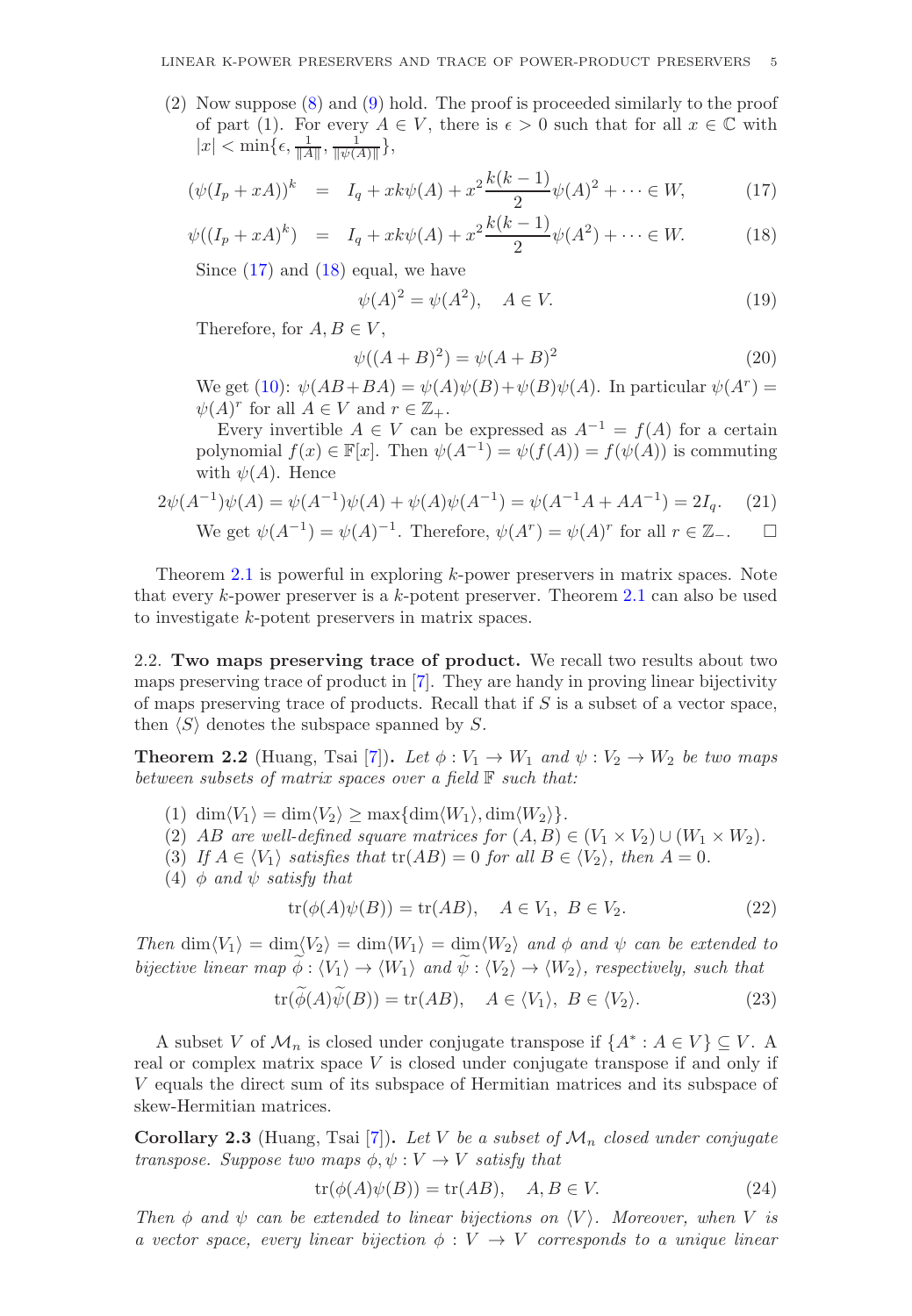(2) Now suppose (8) and (9) hold. The proof is proceeded similarly to the proof of part (1). For every $A \in V$, there is $\epsilon > 0$ such that for all $x \in \mathbb{C}$ with $|x| < \min\{\epsilon, \frac{1}{\|A\|}, \frac{1}{\|\psi(A)\|}\}$,

$$(\psi(I_p + xA))^k = I_q + xk\psi(A) + x^2\frac{k(k-1)}{2}\psi(A)^2 + \cdots \in W, \tag{17}$$

$$\psi((I_p + xA)^k) = I_q + xk\psi(A) + x^2\frac{k(k-1)}{2}\psi(A^2) + \cdots \in W. \tag{18}$$

Since (17) and (18) equal, we have

$$\psi(A)^2 = \psi(A^2), \quad A \in V. \tag{19}$$

Therefore, for $A, B \in V$,

$$\psi((A+B)^2) = \psi(A+B)^2 \tag{20}$$

We get (10): $\psi(AB+BA) = \psi(A)\psi(B)+\psi(B)\psi(A)$. In particular $\psi(A^r) = \psi(A)^r$ for all $A \in V$ and $r \in \mathbb{Z}_+$.

Every invertible $A \in V$ can be expressed as $A^{-1} = f(A)$ for a certain polynomial $f(x) \in \mathbb{F}[x]$. Then $\psi(A^{-1}) = \psi(f(A)) = f(\psi(A))$ is commuting with $\psi(A)$. Hence

$$2\psi(A^{-1})\psi(A) = \psi(A^{-1})\psi(A) + \psi(A)\psi(A^{-1}) = \psi(A^{-1}A + AA^{-1}) = 2I_q. \tag{21}$$

We get $\psi(A^{-1}) = \psi(A)^{-1}$. Therefore, $\psi(A^r) = \psi(A)^r$ for all $r \in \mathbb{Z}_-$. □

Theorem 2.1 is powerful in exploring $k$-power preservers in matrix spaces. Note that every $k$-power preserver is a $k$-potent preserver. Theorem 2.1 can also be used to investigate $k$-potent preservers in matrix spaces.

### 2.2. Two maps preserving trace of product.

We recall two results about two maps preserving trace of product in [7]. They are handy in proving linear bijectivity of maps preserving trace of products. Recall that if $S$ is a subset of a vector space, then $\langle S\rangle$ denotes the subspace spanned by $S$.

**Theorem 2.2** (Huang, Tsai [7])**.** *Let $\phi : V_1 \to W_1$ and $\psi : V_2 \to W_2$ be two maps between subsets of matrix spaces over a field $\mathbb{F}$ such that:*

1. $\dim\langle V_1\rangle = \dim\langle V_2\rangle \geq \max\{\dim\langle W_1\rangle, \dim\langle W_2\rangle\}$.
2. *$AB$ are well-defined square matrices for $(A, B) \in (V_1 \times V_2) \cup (W_1 \times W_2)$.*
3. *If $A \in \langle V_1\rangle$ satisfies that $\operatorname{tr}(AB) = 0$ for all $B \in \langle V_2\rangle$, then $A = 0$.*
4. *$\phi$ and $\psi$ satisfy that*

$$\operatorname{tr}(\phi(A)\psi(B)) = \operatorname{tr}(AB), \quad A \in V_1, \ B \in V_2. \tag{22}$$

*Then $\dim\langle V_1\rangle = \dim\langle V_2\rangle = \dim\langle W_1\rangle = \dim\langle W_2\rangle$ and $\phi$ and $\psi$ can be extended to bijective linear map $\widetilde{\phi} : \langle V_1\rangle \to \langle W_1\rangle$ and $\widetilde{\psi} : \langle V_2\rangle \to \langle W_2\rangle$, respectively, such that*

$$\operatorname{tr}(\widetilde{\phi}(A)\widetilde{\psi}(B)) = \operatorname{tr}(AB), \quad A \in \langle V_1\rangle, \ B \in \langle V_2\rangle. \tag{23}$$

A subset $V$ of $\mathcal{M}_n$ is closed under conjugate transpose if $\{A^* : A \in V\} \subseteq V$. A real or complex matrix space $V$ is closed under conjugate transpose if and only if $V$ equals the direct sum of its subspace of Hermitian matrices and its subspace of skew-Hermitian matrices.

**Corollary 2.3** (Huang, Tsai [7])**.** *Let $V$ be a subset of $\mathcal{M}_n$ closed under conjugate transpose. Suppose two maps $\phi, \psi : V \to V$ satisfy that*

$$\operatorname{tr}(\phi(A)\psi(B)) = \operatorname{tr}(AB), \quad A, B \in V. \tag{24}$$

*Then $\phi$ and $\psi$ can be extended to linear bijections on $\langle V\rangle$. Moreover, when $V$ is a vector space, every linear bijection $\phi : V \to V$ corresponds to a unique linear*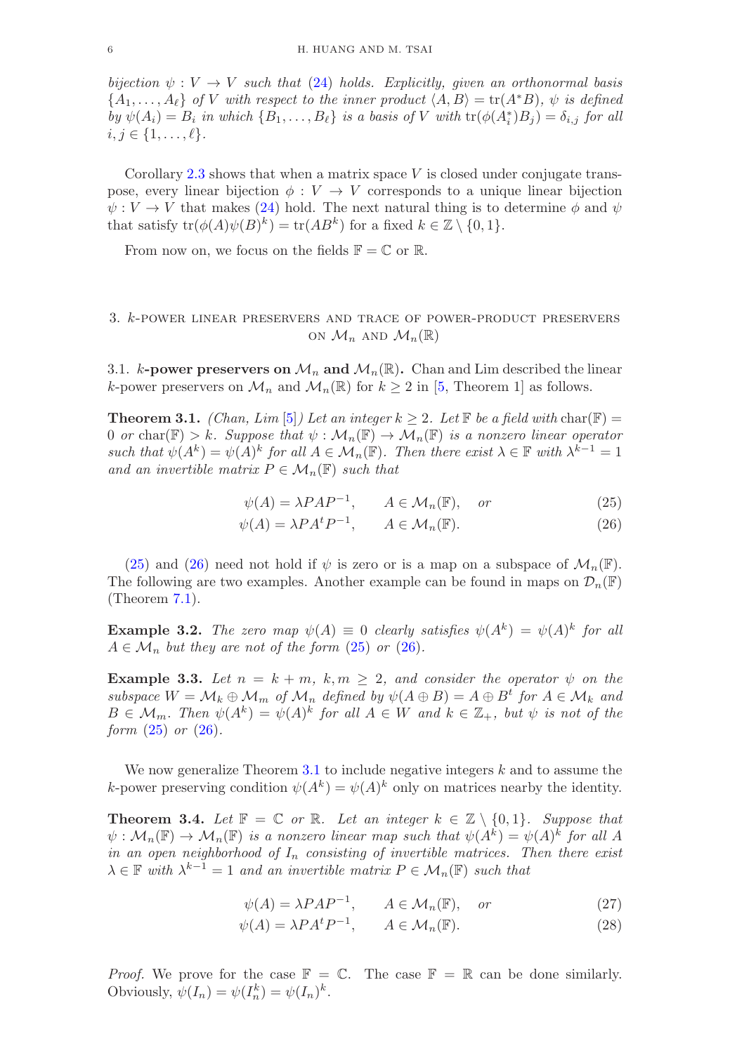*bijection $\psi : V \to V$ such that (24) holds. Explicitly, given an orthonormal basis $\{A_1, \ldots, A_\ell\}$ of $V$ with respect to the inner product $\langle A, B\rangle = \mathrm{tr}(A^*B)$, $\psi$ is defined by $\psi(A_i) = B_i$ in which $\{B_1, \ldots, B_\ell\}$ is a basis of $V$ with $\mathrm{tr}(\phi(A_i^*)B_j) = \delta_{i,j}$ for all $i, j \in \{1, \ldots, \ell\}$.*

Corollary 2.3 shows that when a matrix space $V$ is closed under conjugate transpose, every linear bijection $\phi : V \to V$ corresponds to a unique linear bijection $\psi : V \to V$ that makes (24) hold. The next natural thing is to determine $\phi$ and $\psi$ that satisfy $\mathrm{tr}(\phi(A)\psi(B)^k) = \mathrm{tr}(AB^k)$ for a fixed $k \in \mathbb{Z} \setminus \{0, 1\}$.

From now on, we focus on the fields $\mathbb{F} = \mathbb{C}$ or $\mathbb{R}$.

## 3. $k$-power linear preservers and trace of power-product preservers on $\mathcal{M}_n$ and $\mathcal{M}_n(\mathbb{R})$

### 3.1. $k$-power preservers on $\mathcal{M}_n$ and $\mathcal{M}_n(\mathbb{R})$.

Chan and Lim described the linear $k$-power preservers on $\mathcal{M}_n$ and $\mathcal{M}_n(\mathbb{R})$ for $k \geq 2$ in [5, Theorem 1] as follows.

**Theorem 3.1.** *(Chan, Lim [5]) Let an integer $k \geq 2$. Let $\mathbb{F}$ be a field with $\mathrm{char}(\mathbb{F}) = 0$ or $\mathrm{char}(\mathbb{F}) > k$. Suppose that $\psi : \mathcal{M}_n(\mathbb{F}) \to \mathcal{M}_n(\mathbb{F})$ is a nonzero linear operator such that $\psi(A^k) = \psi(A)^k$ for all $A \in \mathcal{M}_n(\mathbb{F})$. Then there exist $\lambda \in \mathbb{F}$ with $\lambda^{k-1} = 1$ and an invertible matrix $P \in \mathcal{M}_n(\mathbb{F})$ such that*

$$\psi(A) = \lambda PAP^{-1}, \qquad A \in \mathcal{M}_n(\mathbb{F}), \quad \text{or} \tag{25}$$

$$\psi(A) = \lambda PA^tP^{-1}, \qquad A \in \mathcal{M}_n(\mathbb{F}). \tag{26}$$

(25) and (26) need not hold if $\psi$ is zero or is a map on a subspace of $\mathcal{M}_n(\mathbb{F})$. The following are two examples. Another example can be found in maps on $\mathcal{D}_n(\mathbb{F})$ (Theorem 7.1).

**Example 3.2.** *The zero map $\psi(A) \equiv 0$ clearly satisfies $\psi(A^k) = \psi(A)^k$ for all $A \in \mathcal{M}_n$ but they are not of the form (25) or (26).*

**Example 3.3.** *Let $n = k + m$, $k, m \geq 2$, and consider the operator $\psi$ on the subspace $W = \mathcal{M}_k \oplus \mathcal{M}_m$ of $\mathcal{M}_n$ defined by $\psi(A \oplus B) = A \oplus B^t$ for $A \in \mathcal{M}_k$ and $B \in \mathcal{M}_m$. Then $\psi(A^k) = \psi(A)^k$ for all $A \in W$ and $k \in \mathbb{Z}_+$, but $\psi$ is not of the form (25) or (26).*

We now generalize Theorem 3.1 to include negative integers $k$ and to assume the $k$-power preserving condition $\psi(A^k) = \psi(A)^k$ only on matrices nearby the identity.

**Theorem 3.4.** *Let $\mathbb{F} = \mathbb{C}$ or $\mathbb{R}$. Let an integer $k \in \mathbb{Z} \setminus \{0, 1\}$. Suppose that $\psi : \mathcal{M}_n(\mathbb{F}) \to \mathcal{M}_n(\mathbb{F})$ is a nonzero linear map such that $\psi(A^k) = \psi(A)^k$ for all $A$ in an open neighborhood of $I_n$ consisting of invertible matrices. Then there exist $\lambda \in \mathbb{F}$ with $\lambda^{k-1} = 1$ and an invertible matrix $P \in \mathcal{M}_n(\mathbb{F})$ such that*

$$\psi(A) = \lambda PAP^{-1}, \qquad A \in \mathcal{M}_n(\mathbb{F}), \quad \text{or} \tag{27}$$

$$\psi(A) = \lambda PA^tP^{-1}, \qquad A \in \mathcal{M}_n(\mathbb{F}). \tag{28}$$

*Proof.* We prove for the case $\mathbb{F} = \mathbb{C}$. The case $\mathbb{F} = \mathbb{R}$ can be done similarly. Obviously, $\psi(I_n) = \psi(I_n^k) = \psi(I_n)^k$.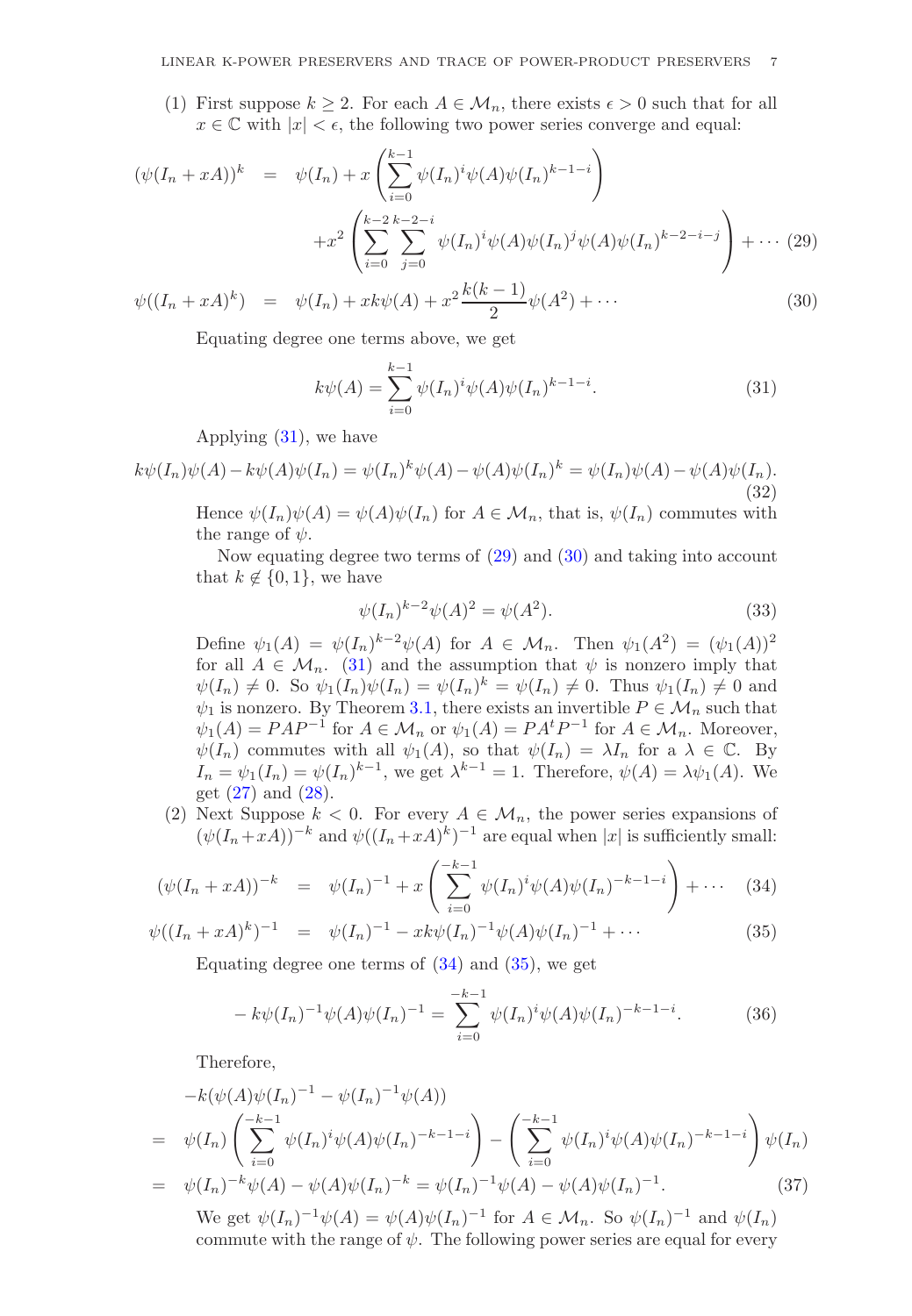(1) First suppose $k \geq 2$. For each $A \in \mathcal{M}_n$, there exists $\epsilon > 0$ such that for all $x \in \mathbb{C}$ with $|x| < \epsilon$, the following two power series converge and equal:

$$
\begin{aligned}
(\psi(I_n + xA))^k &= \psi(I_n) + x\left(\sum_{i=0}^{k-1} \psi(I_n)^i \psi(A) \psi(I_n)^{k-1-i}\right) \\
&\quad + x^2 \left(\sum_{i=0}^{k-2}\sum_{j=0}^{k-2-i} \psi(I_n)^i \psi(A) \psi(I_n)^j \psi(A) \psi(I_n)^{k-2-i-j}\right) + \cdots \quad (29)
\end{aligned}
$$

$$
\psi((I_n + xA)^k) = \psi(I_n) + xk\psi(A) + x^2 \frac{k(k-1)}{2}\psi(A^2) + \cdots \quad (30)
$$

Equating degree one terms above, we get

$$
k\psi(A) = \sum_{i=0}^{k-1} \psi(I_n)^i \psi(A) \psi(I_n)^{k-1-i}. \quad (31)
$$

Applying (31), we have

$$
k\psi(I_n)\psi(A) - k\psi(A)\psi(I_n) = \psi(I_n)^k \psi(A) - \psi(A)\psi(I_n)^k = \psi(I_n)\psi(A) - \psi(A)\psi(I_n). \quad (32)
$$

Hence $\psi(I_n)\psi(A) = \psi(A)\psi(I_n)$ for $A \in \mathcal{M}_n$, that is, $\psi(I_n)$ commutes with the range of $\psi$.

Now equating degree two terms of (29) and (30) and taking into account that $k \notin \{0, 1\}$, we have

$$
\psi(I_n)^{k-2}\psi(A)^2 = \psi(A^2). \quad (33)
$$

Define $\psi_1(A) = \psi(I_n)^{k-2}\psi(A)$ for $A \in \mathcal{M}_n$. Then $\psi_1(A^2) = (\psi_1(A))^2$ for all $A \in \mathcal{M}_n$. (31) and the assumption that $\psi$ is nonzero imply that $\psi(I_n) \neq 0$. So $\psi_1(I_n)\psi(I_n) = \psi(I_n)^k = \psi(I_n) \neq 0$. Thus $\psi_1(I_n) \neq 0$ and $\psi_1$ is nonzero. By Theorem 3.1, there exists an invertible $P \in \mathcal{M}_n$ such that $\psi_1(A) = PAP^{-1}$ for $A \in \mathcal{M}_n$ or $\psi_1(A) = PA^tP^{-1}$ for $A \in \mathcal{M}_n$. Moreover, $\psi(I_n)$ commutes with all $\psi_1(A)$, so that $\psi(I_n) = \lambda I_n$ for a $\lambda \in \mathbb{C}$. By $I_n = \psi_1(I_n) = \psi(I_n)^{k-1}$, we get $\lambda^{k-1} = 1$. Therefore, $\psi(A) = \lambda\psi_1(A)$. We get (27) and (28).

(2) Next Suppose $k < 0$. For every $A \in \mathcal{M}_n$, the power series expansions of $(\psi(I_n + xA))^{-k}$ and $\psi((I_n + xA)^k)^{-1}$ are equal when $|x|$ is sufficiently small:

$$
(\psi(I_n + xA))^{-k} = \psi(I_n)^{-1} + x\left(\sum_{i=0}^{-k-1} \psi(I_n)^i \psi(A) \psi(I_n)^{-k-1-i}\right) + \cdots \quad (34)
$$

$$
\psi((I_n + xA)^k)^{-1} = \psi(I_n)^{-1} - xk\psi(I_n)^{-1}\psi(A)\psi(I_n)^{-1} + \cdots \quad (35)
$$

Equating degree one terms of (34) and (35), we get

$$
-k\psi(I_n)^{-1}\psi(A)\psi(I_n)^{-1} = \sum_{i=0}^{-k-1} \psi(I_n)^i \psi(A) \psi(I_n)^{-k-1-i}. \quad (36)
$$

Therefore,

$$
\begin{aligned}
&-k(\psi(A)\psi(I_n)^{-1} - \psi(I_n)^{-1}\psi(A)) \\
=\;& \psi(I_n)\left(\sum_{i=0}^{-k-1} \psi(I_n)^i \psi(A) \psi(I_n)^{-k-1-i}\right) - \left(\sum_{i=0}^{-k-1} \psi(I_n)^i \psi(A) \psi(I_n)^{-k-1-i}\right)\psi(I_n) \\
=\;& \psi(I_n)^{-k}\psi(A) - \psi(A)\psi(I_n)^{-k} = \psi(I_n)^{-1}\psi(A) - \psi(A)\psi(I_n)^{-1}. \quad (37)
\end{aligned}
$$

We get $\psi(I_n)^{-1}\psi(A) = \psi(A)\psi(I_n)^{-1}$ for $A \in \mathcal{M}_n$. So $\psi(I_n)^{-1}$ and $\psi(I_n)$ commute with the range of $\psi$. The following power series are equal for every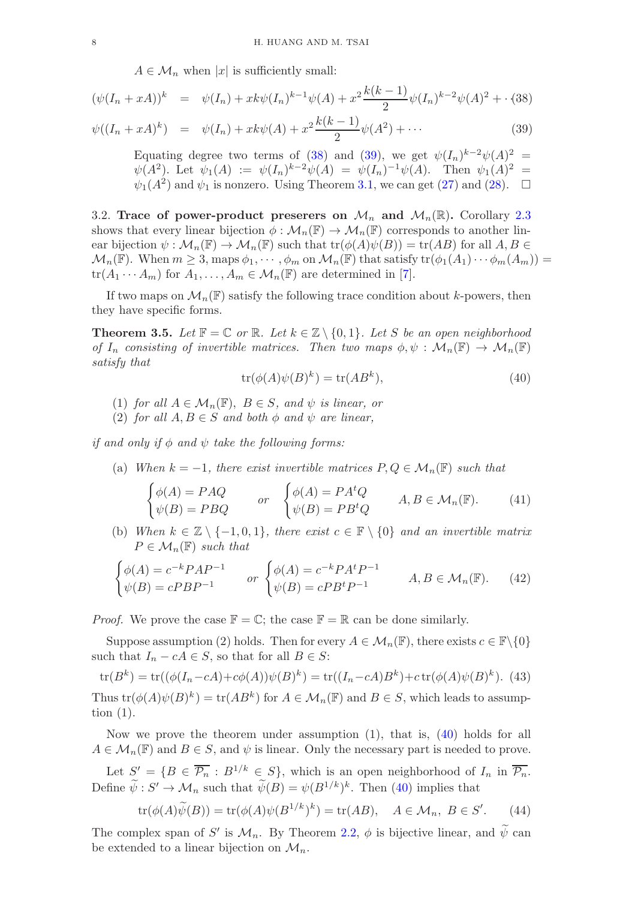$A \in \mathcal{M}_n$ when $|x|$ is sufficiently small:

$$(\psi(I_n + xA))^k = \psi(I_n) + xk\psi(I_n)^{k-1}\psi(A) + x^2\frac{k(k-1)}{2}\psi(I_n)^{k-2}\psi(A)^2 + \cdots \tag{38}$$

$$\psi((I_n + xA)^k) = \psi(I_n) + xk\psi(A) + x^2\frac{k(k-1)}{2}\psi(A^2) + \cdots \tag{39}$$

Equating degree two terms of (38) and (39), we get $\psi(I_n)^{k-2}\psi(A)^2 = \psi(A^2)$. Let $\psi_1(A) := \psi(I_n)^{k-2}\psi(A) = \psi(I_n)^{-1}\psi(A)$. Then $\psi_1(A)^2 = \psi_1(A^2)$ and $\psi_1$ is nonzero. Using Theorem 3.1, we can get (27) and (28). $\square$

3.2. **Trace of power-product preserers on $\mathcal{M}_n$ and $\mathcal{M}_n(\mathbb{R})$.** Corollary 2.3 shows that every linear bijection $\phi : \mathcal{M}_n(\mathbb{F}) \to \mathcal{M}_n(\mathbb{F})$ corresponds to another linear bijection $\psi : \mathcal{M}_n(\mathbb{F}) \to \mathcal{M}_n(\mathbb{F})$ such that $\operatorname{tr}(\phi(A)\psi(B)) = \operatorname{tr}(AB)$ for all $A, B \in \mathcal{M}_n(\mathbb{F})$. When $m \geq 3$, maps $\phi_1, \cdots, \phi_m$ on $\mathcal{M}_n(\mathbb{F})$ that satisfy $\operatorname{tr}(\phi_1(A_1)\cdots\phi_m(A_m)) = \operatorname{tr}(A_1 \cdots A_m)$ for $A_1, \ldots, A_m \in \mathcal{M}_n(\mathbb{F})$ are determined in [7].

If two maps on $\mathcal{M}_n(\mathbb{F})$ satisfy the following trace condition about $k$-powers, then they have specific forms.

**Theorem 3.5.** *Let $\mathbb{F} = \mathbb{C}$ or $\mathbb{R}$. Let $k \in \mathbb{Z} \setminus \{0, 1\}$. Let $S$ be an open neighborhood of $I_n$ consisting of invertible matrices. Then two maps $\phi, \psi : \mathcal{M}_n(\mathbb{F}) \to \mathcal{M}_n(\mathbb{F})$ satisfy that*

$$\operatorname{tr}(\phi(A)\psi(B)^k) = \operatorname{tr}(AB^k), \tag{40}$$

1. *for all $A \in \mathcal{M}_n(\mathbb{F})$, $B \in S$, and $\psi$ is linear, or*
2. *for all $A, B \in S$ and both $\phi$ and $\psi$ are linear,*

*if and only if $\phi$ and $\psi$ take the following forms:*

(a) *When $k = -1$, there exist invertible matrices $P, Q \in \mathcal{M}_n(\mathbb{F})$ such that*

$$\begin{cases} \phi(A) = PAQ \\ \psi(B) = PBQ \end{cases} \quad \text{or} \quad \begin{cases} \phi(A) = PA^tQ \\ \psi(B) = PB^tQ \end{cases} \quad A, B \in \mathcal{M}_n(\mathbb{F}). \tag{41}$$

(b) *When $k \in \mathbb{Z} \setminus \{-1, 0, 1\}$, there exist $c \in \mathbb{F} \setminus \{0\}$ and an invertible matrix $P \in \mathcal{M}_n(\mathbb{F})$ such that*

$$\begin{cases} \phi(A) = c^{-k}PAP^{-1} \\ \psi(B) = cPBP^{-1} \end{cases} \quad \text{or} \quad \begin{cases} \phi(A) = c^{-k}PA^tP^{-1} \\ \psi(B) = cPB^tP^{-1} \end{cases} \quad A, B \in \mathcal{M}_n(\mathbb{F}). \tag{42}$$

*Proof.* We prove the case $\mathbb{F} = \mathbb{C}$; the case $\mathbb{F} = \mathbb{R}$ can be done similarly.

Suppose assumption (2) holds. Then for every $A \in \mathcal{M}_n(\mathbb{F})$, there exists $c \in \mathbb{F}\setminus\{0\}$ such that $I_n - cA \in S$, so that for all $B \in S$:

$$\operatorname{tr}(B^k) = \operatorname{tr}((\phi(I_n - cA) + c\phi(A))\psi(B)^k) = \operatorname{tr}((I_n - cA)B^k) + c\operatorname{tr}(\phi(A)\psi(B)^k). \tag{43}$$

Thus $\operatorname{tr}(\phi(A)\psi(B)^k) = \operatorname{tr}(AB^k)$ for $A \in \mathcal{M}_n(\mathbb{F})$ and $B \in S$, which leads to assumption (1).

Now we prove the theorem under assumption (1), that is, (40) holds for all $A \in \mathcal{M}_n(\mathbb{F})$ and $B \in S$, and $\psi$ is linear. Only the necessary part is needed to prove.

Let $S' = \{B \in \overline{\mathcal{P}_n} : B^{1/k} \in S\}$, which is an open neighborhood of $I_n$ in $\overline{\mathcal{P}_n}$. Define $\widetilde{\psi} : S' \to \mathcal{M}_n$ such that $\widetilde{\psi}(B) = \psi(B^{1/k})^k$. Then (40) implies that

$$\operatorname{tr}(\phi(A)\widetilde{\psi}(B)) = \operatorname{tr}(\phi(A)\psi(B^{1/k})^k) = \operatorname{tr}(AB), \quad A \in \mathcal{M}_n,\ B \in S'. \tag{44}$$

The complex span of $S'$ is $\mathcal{M}_n$. By Theorem 2.2, $\phi$ is bijective linear, and $\widetilde{\psi}$ can be extended to a linear bijection on $\mathcal{M}_n$.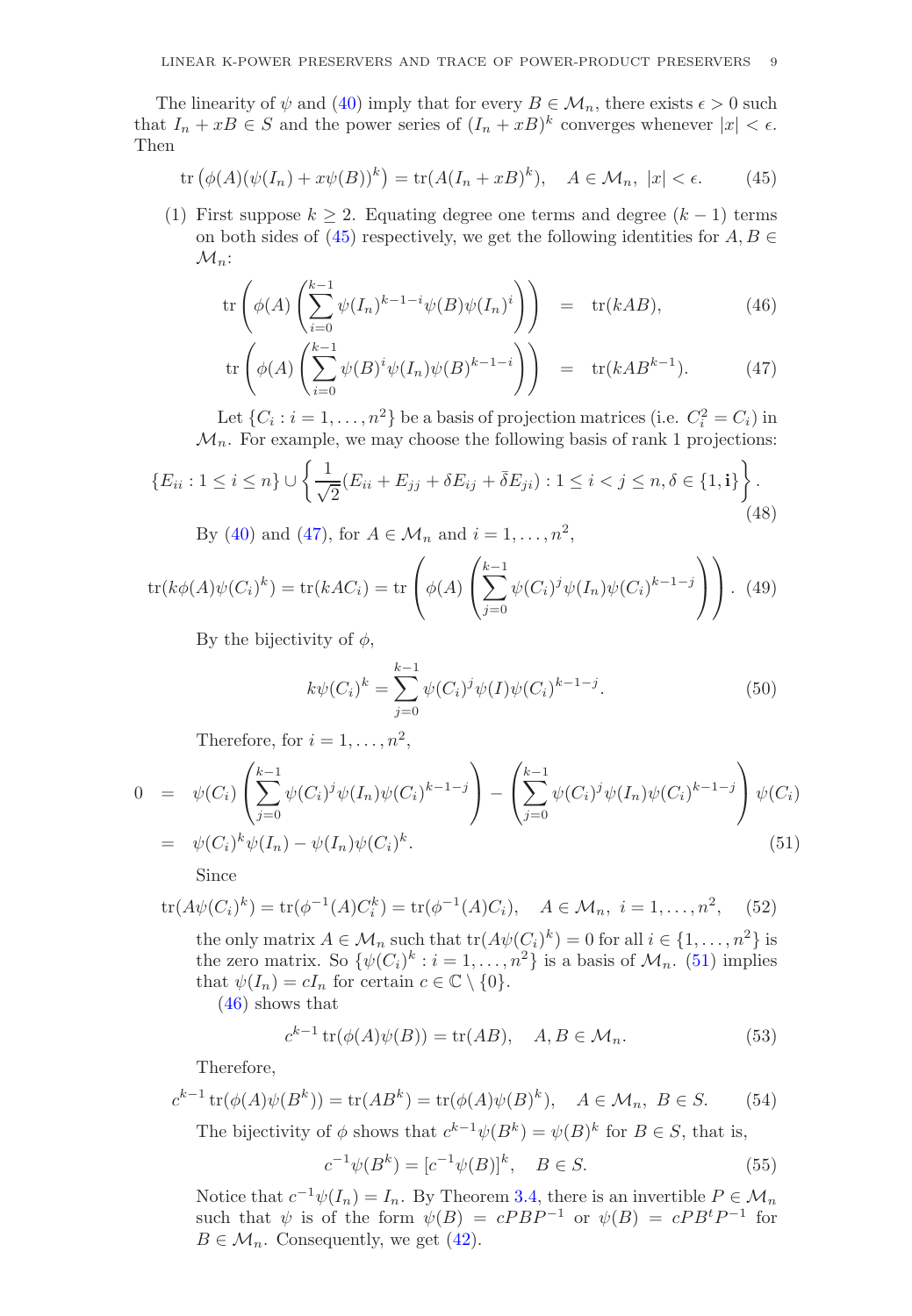The linearity of $\psi$ and (40) imply that for every $B \in \mathcal{M}_n$, there exists $\epsilon > 0$ such that $I_n + xB \in S$ and the power series of $(I_n + xB)^k$ converges whenever $|x| < \epsilon$. Then

$$\operatorname{tr}\left(\phi(A)(\psi(I_n) + x\psi(B))^k\right) = \operatorname{tr}(A(I_n + xB)^k), \quad A \in \mathcal{M}_n,\ |x| < \epsilon. \tag{45}$$

(1) First suppose $k \geq 2$. Equating degree one terms and degree $(k-1)$ terms on both sides of (45) respectively, we get the following identities for $A, B \in \mathcal{M}_n$:

$$\operatorname{tr}\left(\phi(A)\left(\sum_{i=0}^{k-1} \psi(I_n)^{k-1-i}\psi(B)\psi(I_n)^i\right)\right) = \operatorname{tr}(kAB), \tag{46}$$

$$\operatorname{tr}\left(\phi(A)\left(\sum_{i=0}^{k-1} \psi(B)^{i}\psi(I_n)\psi(B)^{k-1-i}\right)\right) = \operatorname{tr}(kAB^{k-1}). \tag{47}$$

Let $\{C_i : i = 1, \ldots, n^2\}$ be a basis of projection matrices (i.e. $C_i^2 = C_i$) in $\mathcal{M}_n$. For example, we may choose the following basis of rank 1 projections:

$$\{E_{ii} : 1 \leq i \leq n\} \cup \left\{\frac{1}{\sqrt{2}}(E_{ii} + E_{jj} + \delta E_{ij} + \bar{\delta} E_{ji}) : 1 \leq i < j \leq n, \delta \in \{1, \mathbf{i}\}\right\}. \tag{48}$$

By (40) and (47), for $A \in \mathcal{M}_n$ and $i = 1, \ldots, n^2$,

$$\operatorname{tr}(k\phi(A)\psi(C_i)^k) = \operatorname{tr}(kAC_i) = \operatorname{tr}\left(\phi(A)\left(\sum_{j=0}^{k-1}\psi(C_i)^j\psi(I_n)\psi(C_i)^{k-1-j}\right)\right). \tag{49}$$

By the bijectivity of $\phi$,

$$k\psi(C_i)^k = \sum_{j=0}^{k-1}\psi(C_i)^j\psi(I)\psi(C_i)^{k-1-j}. \tag{50}$$

Therefore, for $i = 1, \ldots, n^2$,

$$\begin{aligned} 0 &= \psi(C_i)\left(\sum_{j=0}^{k-1}\psi(C_i)^j\psi(I_n)\psi(C_i)^{k-1-j}\right) - \left(\sum_{j=0}^{k-1}\psi(C_i)^j\psi(I_n)\psi(C_i)^{k-1-j}\right)\psi(C_i) \\ &= \psi(C_i)^k\psi(I_n) - \psi(I_n)\psi(C_i)^k. \end{aligned} \tag{51}$$

Since

$$\operatorname{tr}(A\psi(C_i)^k) = \operatorname{tr}(\phi^{-1}(A)C_i^k) = \operatorname{tr}(\phi^{-1}(A)C_i), \quad A \in \mathcal{M}_n,\ i = 1, \ldots, n^2, \tag{52}$$

the only matrix $A \in \mathcal{M}_n$ such that $\operatorname{tr}(A\psi(C_i)^k) = 0$ for all $i \in \{1, \ldots, n^2\}$ is the zero matrix. So $\{\psi(C_i)^k : i = 1, \ldots, n^2\}$ is a basis of $\mathcal{M}_n$. (51) implies that $\psi(I_n) = cI_n$ for certain $c \in \mathbb{C} \setminus \{0\}$.

(46) shows that

$$c^{k-1}\operatorname{tr}(\phi(A)\psi(B)) = \operatorname{tr}(AB), \quad A, B \in \mathcal{M}_n. \tag{53}$$

Therefore,

$$c^{k-1}\operatorname{tr}(\phi(A)\psi(B^k)) = \operatorname{tr}(AB^k) = \operatorname{tr}(\phi(A)\psi(B)^k), \quad A \in \mathcal{M}_n,\ B \in S. \tag{54}$$

The bijectivity of $\phi$ shows that $c^{k-1}\psi(B^k) = \psi(B)^k$ for $B \in S$, that is,

$$c^{-1}\psi(B^k) = [c^{-1}\psi(B)]^k, \quad B \in S. \tag{55}$$

Notice that $c^{-1}\psi(I_n) = I_n$. By Theorem 3.4, there is an invertible $P \in \mathcal{M}_n$ such that $\psi$ is of the form $\psi(B) = cPBP^{-1}$ or $\psi(B) = cPB^tP^{-1}$ for $B \in \mathcal{M}_n$. Consequently, we get (42).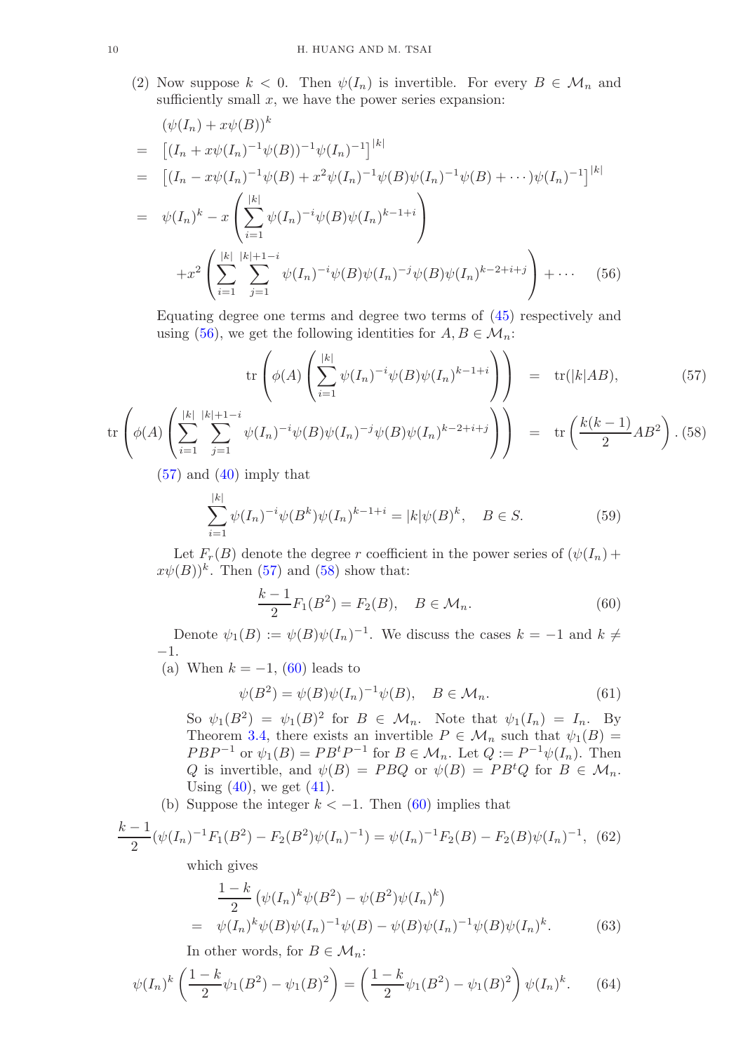(2) Now suppose $k < 0$. Then $\psi(I_n)$ is invertible. For every $B \in \mathcal{M}_n$ and sufficiently small $x$, we have the power series expansion:

$$
\begin{aligned}
& (\psi(I_n) + x\psi(B))^k \\
= \;& \left[(I_n + x\psi(I_n)^{-1}\psi(B))^{-1}\psi(I_n)^{-1}\right]^{|k|} \\
= \;& \left[(I_n - x\psi(I_n)^{-1}\psi(B) + x^2\psi(I_n)^{-1}\psi(B)\psi(I_n)^{-1}\psi(B) + \cdots)\psi(I_n)^{-1}\right]^{|k|} \\
= \;& \psi(I_n)^k - x\left(\sum_{i=1}^{|k|} \psi(I_n)^{-i}\psi(B)\psi(I_n)^{k-1+i}\right) \\
& + x^2\left(\sum_{i=1}^{|k|}\sum_{j=1}^{|k|+1-i} \psi(I_n)^{-i}\psi(B)\psi(I_n)^{-j}\psi(B)\psi(I_n)^{k-2+i+j}\right) + \cdots \qquad (56)
\end{aligned}
$$

Equating degree one terms and degree two terms of (45) respectively and using (56), we get the following identities for $A, B \in \mathcal{M}_n$:

$$
\operatorname{tr}\left(\phi(A)\left(\sum_{i=1}^{|k|} \psi(I_n)^{-i}\psi(B)\psi(I_n)^{k-1+i}\right)\right) = \operatorname{tr}(|k|AB), \qquad (57)
$$

$$
\operatorname{tr}\left(\phi(A)\left(\sum_{i=1}^{|k|}\sum_{j=1}^{|k|+1-i} \psi(I_n)^{-i}\psi(B)\psi(I_n)^{-j}\psi(B)\psi(I_n)^{k-2+i+j}\right)\right) = \operatorname{tr}\left(\frac{k(k-1)}{2}AB^2\right). \qquad (58)
$$

(57) and (40) imply that

$$
\sum_{i=1}^{|k|} \psi(I_n)^{-i}\psi(B^k)\psi(I_n)^{k-1+i} = |k|\psi(B)^k, \quad B \in S. \qquad (59)
$$

Let $F_r(B)$ denote the degree $r$ coefficient in the power series of $(\psi(I_n) + x\psi(B))^k$. Then (57) and (58) show that:

$$
\frac{k-1}{2}F_1(B^2) = F_2(B), \quad B \in \mathcal{M}_n. \qquad (60)
$$

Denote $\psi_1(B) := \psi(B)\psi(I_n)^{-1}$. We discuss the cases $k = -1$ and $k \neq -1$.

(a) When $k = -1$, (60) leads to

$$
\psi(B^2) = \psi(B)\psi(I_n)^{-1}\psi(B), \quad B \in \mathcal{M}_n. \qquad (61)
$$

So $\psi_1(B^2) = \psi_1(B)^2$ for $B \in \mathcal{M}_n$. Note that $\psi_1(I_n) = I_n$. By Theorem 3.4, there exists an invertible $P \in \mathcal{M}_n$ such that $\psi_1(B) = PBP^{-1}$ or $\psi_1(B) = PB^tP^{-1}$ for $B \in \mathcal{M}_n$. Let $Q := P^{-1}\psi(I_n)$. Then $Q$ is invertible, and $\psi(B) = PBQ$ or $\psi(B) = PB^tQ$ for $B \in \mathcal{M}_n$. Using (40), we get (41).

(b) Suppose the integer $k < -1$. Then (60) implies that

$$
\frac{k-1}{2}(\psi(I_n)^{-1}F_1(B^2) - F_2(B^2)\psi(I_n)^{-1}) = \psi(I_n)^{-1}F_2(B) - F_2(B)\psi(I_n)^{-1}, \qquad (62)
$$

which gives

$$
\begin{aligned}
& \frac{1-k}{2}\left(\psi(I_n)^k\psi(B^2) - \psi(B^2)\psi(I_n)^k\right) \\
= \;& \psi(I_n)^k\psi(B)\psi(I_n)^{-1}\psi(B) - \psi(B)\psi(I_n)^{-1}\psi(B)\psi(I_n)^k. \qquad (63)
\end{aligned}
$$

In other words, for $B \in \mathcal{M}_n$:

$$
\psi(I_n)^k\left(\frac{1-k}{2}\psi_1(B^2) - \psi_1(B)^2\right) = \left(\frac{1-k}{2}\psi_1(B^2) - \psi_1(B)^2\right)\psi(I_n)^k. \qquad (64)
$$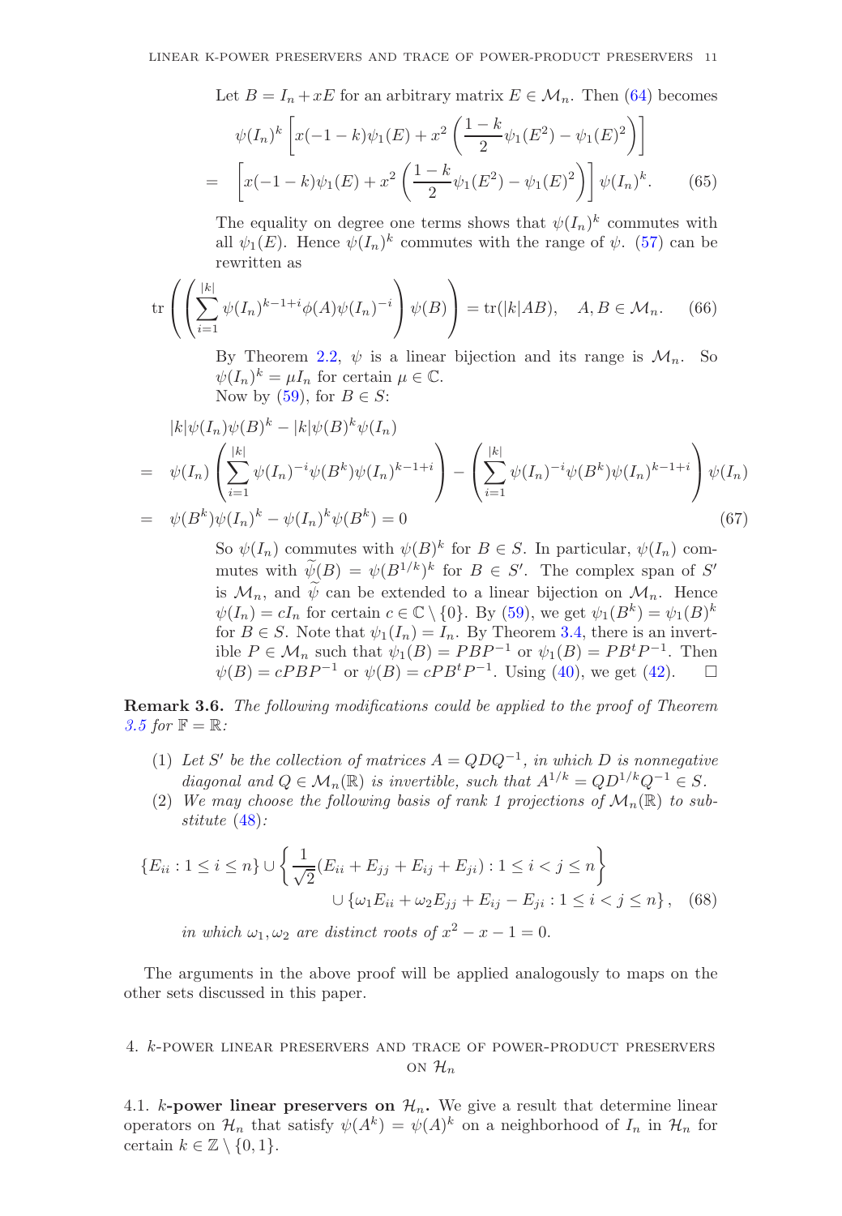Let $B = I_n + xE$ for an arbitrary matrix $E \in \mathcal{M}_n$. Then (64) becomes

$$
\begin{aligned}
&\psi(I_n)^k \left[ x(-1-k)\psi_1(E) + x^2 \left( \frac{1-k}{2}\psi_1(E^2) - \psi_1(E)^2 \right) \right] \\
= &\left[ x(-1-k)\psi_1(E) + x^2 \left( \frac{1-k}{2}\psi_1(E^2) - \psi_1(E)^2 \right) \right] \psi(I_n)^k. \qquad (65)
\end{aligned}
$$

The equality on degree one terms shows that $\psi(I_n)^k$ commutes with all $\psi_1(E)$. Hence $\psi(I_n)^k$ commutes with the range of $\psi$. (57) can be rewritten as

$$
\operatorname{tr}\left( \left( \sum_{i=1}^{|k|} \psi(I_n)^{k-1+i} \phi(A) \psi(I_n)^{-i} \right) \psi(B) \right) = \operatorname{tr}(|k|AB), \quad A, B \in \mathcal{M}_n. \qquad (66)
$$

By Theorem 2.2, $\psi$ is a linear bijection and its range is $\mathcal{M}_n$. So $\psi(I_n)^k = \mu I_n$ for certain $\mu \in \mathbb{C}$.
Now by (59), for $B \in S$:

$$
\begin{aligned}
&|k|\psi(I_n)\psi(B)^k - |k|\psi(B)^k\psi(I_n) \\
= \;& \psi(I_n) \left( \sum_{i=1}^{|k|} \psi(I_n)^{-i} \psi(B^k) \psi(I_n)^{k-1+i} \right) - \left( \sum_{i=1}^{|k|} \psi(I_n)^{-i} \psi(B^k) \psi(I_n)^{k-1+i} \right) \psi(I_n) \\
= \;& \psi(B^k)\psi(I_n)^k - \psi(I_n)^k \psi(B^k) = 0 \qquad (67)
\end{aligned}
$$

So $\psi(I_n)$ commutes with $\psi(B)^k$ for $B \in S$. In particular, $\psi(I_n)$ commutes with $\widetilde{\psi}(B) = \psi(B^{1/k})^k$ for $B \in S'$. The complex span of $S'$ is $\mathcal{M}_n$, and $\widetilde{\psi}$ can be extended to a linear bijection on $\mathcal{M}_n$. Hence $\psi(I_n) = cI_n$ for certain $c \in \mathbb{C} \setminus \{0\}$. By (59), we get $\psi_1(B^k) = \psi_1(B)^k$ for $B \in S$. Note that $\psi_1(I_n) = I_n$. By Theorem 3.4, there is an invertible $P \in \mathcal{M}_n$ such that $\psi_1(B) = PBP^{-1}$ or $\psi_1(B) = PB^tP^{-1}$. Then $\psi(B) = cPBP^{-1}$ or $\psi(B) = cPB^tP^{-1}$. Using (40), we get (42). □

**Remark 3.6.** *The following modifications could be applied to the proof of Theorem 3.5 for $\mathbb{F} = \mathbb{R}$:*

1. *Let $S'$ be the collection of matrices $A = QDQ^{-1}$, in which $D$ is nonnegative diagonal and $Q \in \mathcal{M}_n(\mathbb{R})$ is invertible, such that $A^{1/k} = QD^{1/k}Q^{-1} \in S$.*
2. *We may choose the following basis of rank 1 projections of $\mathcal{M}_n(\mathbb{R})$ to substitute (48):*

$$
\begin{aligned}
\{E_{ii} : 1 \le i \le n\} \cup \left\{ \frac{1}{\sqrt{2}}(E_{ii} + E_{jj} + E_{ij} + E_{ji}) : 1 \le i < j \le n \right\} \\
\cup \{\omega_1 E_{ii} + \omega_2 E_{jj} + E_{ij} - E_{ji} : 1 \le i < j \le n\}, \quad (68)
\end{aligned}
$$

*in which $\omega_1, \omega_2$ are distinct roots of $x^2 - x - 1 = 0$.*

The arguments in the above proof will be applied analogously to maps on the other sets discussed in this paper.

## 4. $k$-power linear preservers and trace of power-product preservers on $\mathcal{H}_n$

4.1. **$k$-power linear preservers on $\mathcal{H}_n$.** We give a result that determine linear operators on $\mathcal{H}_n$ that satisfy $\psi(A^k) = \psi(A)^k$ on a neighborhood of $I_n$ in $\mathcal{H}_n$ for certain $k \in \mathbb{Z} \setminus \{0, 1\}$.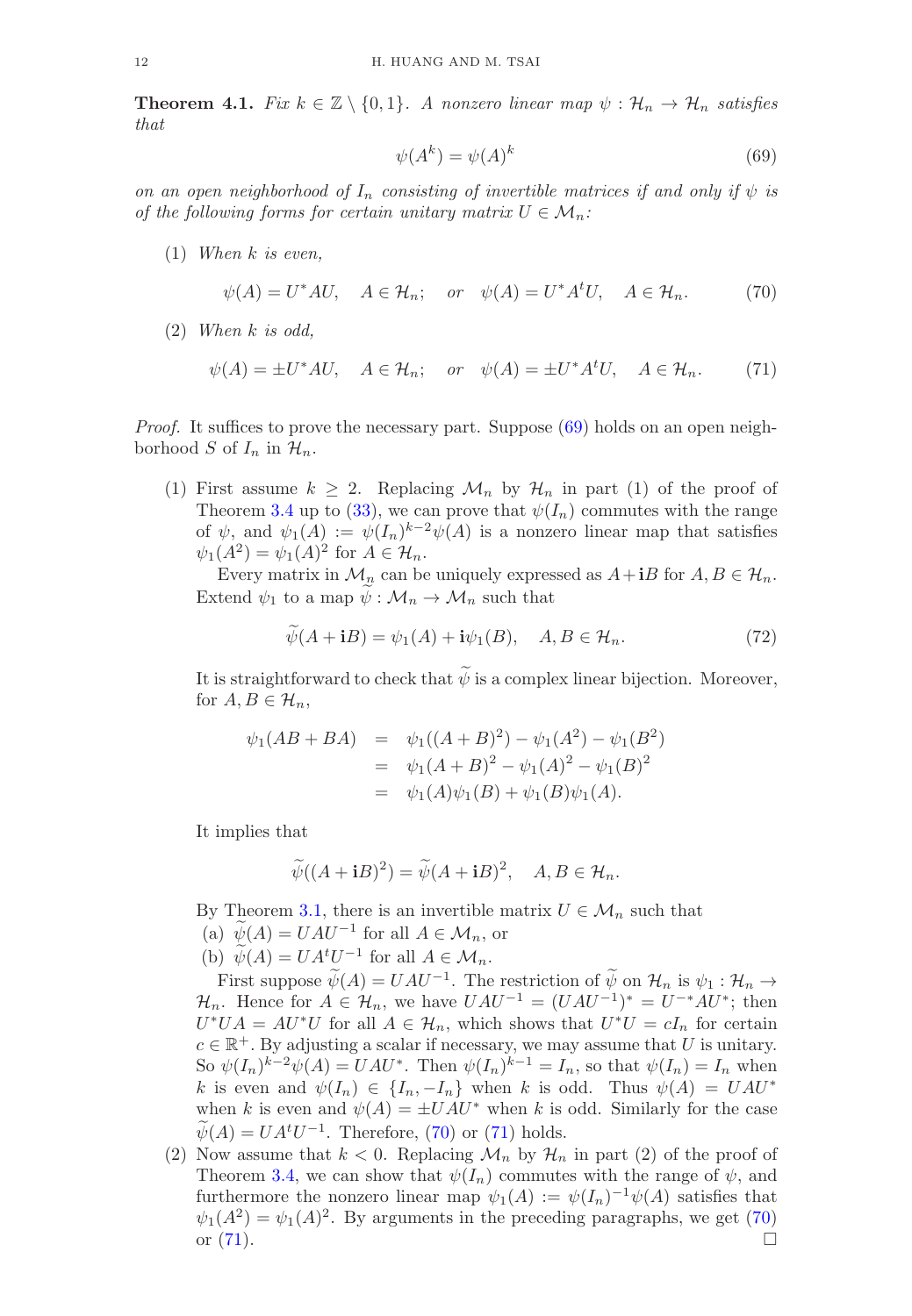**Theorem 4.1.** *Fix $k \in \mathbb{Z} \setminus \{0, 1\}$. A nonzero linear map $\psi : \mathcal{H}_n \to \mathcal{H}_n$ satisfies that*

$$\psi(A^k) = \psi(A)^k \tag{69}$$

*on an open neighborhood of $I_n$ consisting of invertible matrices if and only if $\psi$ is of the following forms for certain unitary matrix $U \in \mathcal{M}_n$:*

(1) *When $k$ is even,*

$$\psi(A) = U^*AU, \quad A \in \mathcal{H}_n; \quad \text{or} \quad \psi(A) = U^*A^tU, \quad A \in \mathcal{H}_n. \tag{70}$$

(2) *When $k$ is odd,*

$$\psi(A) = \pm U^*AU, \quad A \in \mathcal{H}_n; \quad \text{or} \quad \psi(A) = \pm U^*A^tU, \quad A \in \mathcal{H}_n. \tag{71}$$

*Proof.* It suffices to prove the necessary part. Suppose (69) holds on an open neighborhood $S$ of $I_n$ in $\mathcal{H}_n$.

(1) First assume $k \geq 2$. Replacing $\mathcal{M}_n$ by $\mathcal{H}_n$ in part (1) of the proof of Theorem 3.4 up to (33), we can prove that $\psi(I_n)$ commutes with the range of $\psi$, and $\psi_1(A) := \psi(I_n)^{k-2}\psi(A)$ is a nonzero linear map that satisfies $\psi_1(A^2) = \psi_1(A)^2$ for $A \in \mathcal{H}_n$.

Every matrix in $\mathcal{M}_n$ can be uniquely expressed as $A + \mathbf{i}B$ for $A, B \in \mathcal{H}_n$. Extend $\psi_1$ to a map $\widetilde{\psi} : \mathcal{M}_n \to \mathcal{M}_n$ such that

$$\widetilde{\psi}(A + \mathbf{i}B) = \psi_1(A) + \mathbf{i}\psi_1(B), \quad A, B \in \mathcal{H}_n. \tag{72}$$

It is straightforward to check that $\widetilde{\psi}$ is a complex linear bijection. Moreover, for $A, B \in \mathcal{H}_n$,

$$\begin{aligned}
\psi_1(AB + BA) &= \psi_1((A+B)^2) - \psi_1(A^2) - \psi_1(B^2) \\
&= \psi_1(A+B)^2 - \psi_1(A)^2 - \psi_1(B)^2 \\
&= \psi_1(A)\psi_1(B) + \psi_1(B)\psi_1(A).
\end{aligned}$$

It implies that

$$\widetilde{\psi}((A + \mathbf{i}B)^2) = \widetilde{\psi}(A + \mathbf{i}B)^2, \quad A, B \in \mathcal{H}_n.$$

By Theorem 3.1, there is an invertible matrix $U \in \mathcal{M}_n$ such that
(a) $\widetilde{\psi}(A) = UAU^{-1}$ for all $A \in \mathcal{M}_n$, or
(b) $\widetilde{\psi}(A) = UA^tU^{-1}$ for all $A \in \mathcal{M}_n$.

First suppose $\widetilde{\psi}(A) = UAU^{-1}$. The restriction of $\widetilde{\psi}$ on $\mathcal{H}_n$ is $\psi_1 : \mathcal{H}_n \to \mathcal{H}_n$. Hence for $A \in \mathcal{H}_n$, we have $UAU^{-1} = (UAU^{-1})^* = U^{-*}AU^*$; then $U^*UA = AU^*U$ for all $A \in \mathcal{H}_n$, which shows that $U^*U = cI_n$ for certain $c \in \mathbb{R}^+$. By adjusting a scalar if necessary, we may assume that $U$ is unitary. So $\psi(I_n)^{k-2}\psi(A) = UAU^*$. Then $\psi(I_n)^{k-1} = I_n$, so that $\psi(I_n) = I_n$ when $k$ is even and $\psi(I_n) \in \{I_n, -I_n\}$ when $k$ is odd. Thus $\psi(A) = UAU^*$ when $k$ is even and $\psi(A) = \pm UAU^*$ when $k$ is odd. Similarly for the case $\widetilde{\psi}(A) = UA^tU^{-1}$. Therefore, (70) or (71) holds.

(2) Now assume that $k < 0$. Replacing $\mathcal{M}_n$ by $\mathcal{H}_n$ in part (2) of the proof of Theorem 3.4, we can show that $\psi(I_n)$ commutes with the range of $\psi$, and furthermore the nonzero linear map $\psi_1(A) := \psi(I_n)^{-1}\psi(A)$ satisfies that $\psi_1(A^2) = \psi_1(A)^2$. By arguments in the preceding paragraphs, we get (70) or (71). □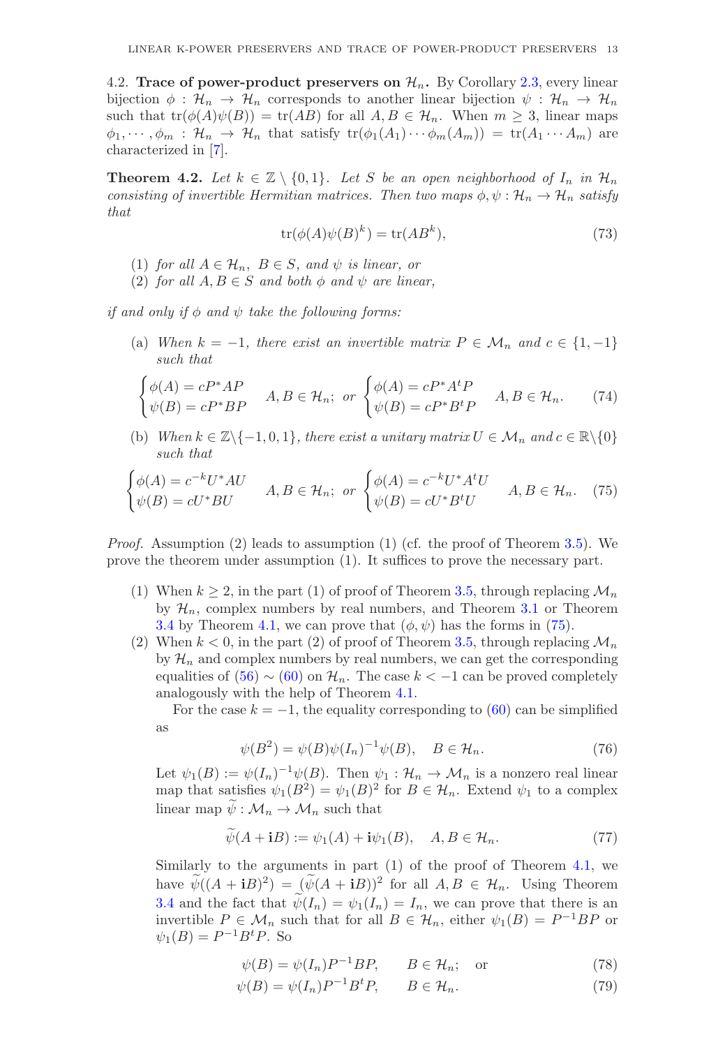4.2. **Trace of power-product preservers on $\mathcal{H}_n$.** By Corollary 2.3, every linear bijection $\phi : \mathcal{H}_n \to \mathcal{H}_n$ corresponds to another linear bijection $\psi : \mathcal{H}_n \to \mathcal{H}_n$ such that $\operatorname{tr}(\phi(A)\psi(B)) = \operatorname{tr}(AB)$ for all $A, B \in \mathcal{H}_n$. When $m \geq 3$, linear maps $\phi_1, \cdots, \phi_m : \mathcal{H}_n \to \mathcal{H}_n$ that satisfy $\operatorname{tr}(\phi_1(A_1)\cdots\phi_m(A_m)) = \operatorname{tr}(A_1 \cdots A_m)$ are characterized in [7].

**Theorem 4.2.** *Let $k \in \mathbb{Z} \setminus \{0, 1\}$. Let $S$ be an open neighborhood of $I_n$ in $\mathcal{H}_n$ consisting of invertible Hermitian matrices. Then two maps $\phi, \psi : \mathcal{H}_n \to \mathcal{H}_n$ satisfy that*

$$\operatorname{tr}(\phi(A)\psi(B)^k) = \operatorname{tr}(AB^k), \tag{73}$$

1. *for all $A \in \mathcal{H}_n$, $B \in S$, and $\psi$ is linear, or*
2. *for all $A, B \in S$ and both $\phi$ and $\psi$ are linear,*

*if and only if $\phi$ and $\psi$ take the following forms:*

(a) *When $k = -1$, there exist an invertible matrix $P \in \mathcal{M}_n$ and $c \in \{1, -1\}$ such that*

$$\begin{cases} \phi(A) = cP^*AP \\ \psi(B) = cP^*BP \end{cases} A, B \in \mathcal{H}_n; \ \text{or} \ \begin{cases} \phi(A) = cP^*A^tP \\ \psi(B) = cP^*B^tP \end{cases} A, B \in \mathcal{H}_n. \tag{74}$$

(b) *When $k \in \mathbb{Z} \setminus \{-1, 0, 1\}$, there exist a unitary matrix $U \in \mathcal{M}_n$ and $c \in \mathbb{R} \setminus \{0\}$ such that*

$$\begin{cases} \phi(A) = c^{-k}U^*AU \\ \psi(B) = cU^*BU \end{cases} A, B \in \mathcal{H}_n; \ \text{or} \ \begin{cases} \phi(A) = c^{-k}U^*A^tU \\ \psi(B) = cU^*B^tU \end{cases} A, B \in \mathcal{H}_n. \tag{75}$$

*Proof.* Assumption (2) leads to assumption (1) (cf. the proof of Theorem 3.5). We prove the theorem under assumption (1). It suffices to prove the necessary part.

1. When $k \geq 2$, in the part (1) of proof of Theorem 3.5, through replacing $\mathcal{M}_n$ by $\mathcal{H}_n$, complex numbers by real numbers, and Theorem 3.1 or Theorem 3.4 by Theorem 4.1, we can prove that $(\phi, \psi)$ has the forms in (75).
2. When $k < 0$, in the part (2) of proof of Theorem 3.5, through replacing $\mathcal{M}_n$ by $\mathcal{H}_n$ and complex numbers by real numbers, we can get the corresponding equalities of (56) $\sim$ (60) on $\mathcal{H}_n$. The case $k < -1$ can be proved completely analogously with the help of Theorem 4.1.

   For the case $k = -1$, the equality corresponding to (60) can be simplified as

   $$\psi(B^2) = \psi(B)\psi(I_n)^{-1}\psi(B), \quad B \in \mathcal{H}_n. \tag{76}$$

   Let $\psi_1(B) := \psi(I_n)^{-1}\psi(B)$. Then $\psi_1 : \mathcal{H}_n \to \mathcal{M}_n$ is a nonzero real linear map that satisfies $\psi_1(B^2) = \psi_1(B)^2$ for $B \in \mathcal{H}_n$. Extend $\psi_1$ to a complex linear map $\widetilde{\psi} : \mathcal{M}_n \to \mathcal{M}_n$ such that

   $$\widetilde{\psi}(A + \mathbf{i}B) := \psi_1(A) + \mathbf{i}\psi_1(B), \quad A, B \in \mathcal{H}_n. \tag{77}$$

   Similarly to the arguments in part (1) of the proof of Theorem 4.1, we have $\widetilde{\psi}((A + \mathbf{i}B)^2) = (\widetilde{\psi}(A + \mathbf{i}B))^2$ for all $A, B \in \mathcal{H}_n$. Using Theorem 3.4 and the fact that $\widetilde{\psi}(I_n) = \psi_1(I_n) = I_n$, we can prove that there is an invertible $P \in \mathcal{M}_n$ such that for all $B \in \mathcal{H}_n$, either $\psi_1(B) = P^{-1}BP$ or $\psi_1(B) = P^{-1}B^tP$. So

   $$\psi(B) = \psi(I_n)P^{-1}BP, \qquad B \in \mathcal{H}_n; \quad \text{or} \tag{78}$$

   $$\psi(B) = \psi(I_n)P^{-1}B^tP, \qquad B \in \mathcal{H}_n. \tag{79}$$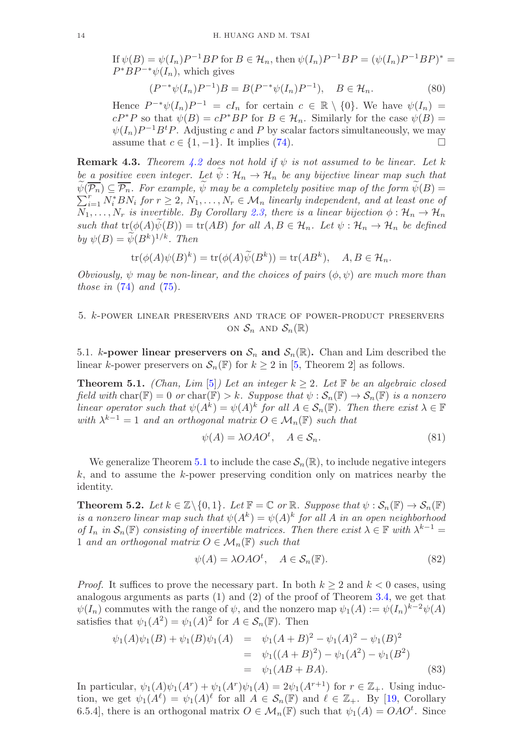If $\psi(B) = \psi(I_n)P^{-1}BP$ for $B \in \mathcal{H}_n$, then $\psi(I_n)P^{-1}BP = (\psi(I_n)P^{-1}BP)^* = P^*BP^{-*}\psi(I_n)$, which gives

$$(P^{-*}\psi(I_n)P^{-1})B = B(P^{-*}\psi(I_n)P^{-1}), \quad B \in \mathcal{H}_n. \tag{80}$$

Hence $P^{-*}\psi(I_n)P^{-1} = cI_n$ for certain $c \in \mathbb{R} \setminus \{0\}$. We have $\psi(I_n) = cP^*P$ so that $\psi(B) = cP^*BP$ for $B \in \mathcal{H}_n$. Similarly for the case $\psi(B) = \psi(I_n)P^{-1}B^tP$. Adjusting $c$ and $P$ by scalar factors simultaneously, we may assume that $c \in \{1, -1\}$. It implies (74). □

**Remark 4.3.** *Theorem 4.2 does not hold if $\psi$ is not assumed to be linear. Let $k$ be a positive even integer. Let $\widetilde{\psi} : \mathcal{H}_n \to \mathcal{H}_n$ be any bijective linear map such that $\widetilde{\psi}(\overline{\mathcal{P}_n}) \subseteq \overline{\mathcal{P}_n}$. For example, $\widetilde{\psi}$ may be a completely positive map of the form $\widetilde{\psi}(B) = \sum_{i=1}^r N_i^* B N_i$ for $r \geq 2$, $N_1, \ldots, N_r \in \mathcal{M}_n$ linearly independent, and at least one of $N_1, \ldots, N_r$ is invertible. By Corollary 2.3, there is a linear bijection $\phi : \mathcal{H}_n \to \mathcal{H}_n$ such that $\operatorname{tr}(\phi(A)\widetilde{\psi}(B)) = \operatorname{tr}(AB)$ for all $A, B \in \mathcal{H}_n$. Let $\psi : \mathcal{H}_n \to \mathcal{H}_n$ be defined by $\psi(B) = \widetilde{\psi}(B^k)^{1/k}$. Then*

$$\operatorname{tr}(\phi(A)\psi(B)^k) = \operatorname{tr}(\phi(A)\widetilde{\psi}(B^k)) = \operatorname{tr}(AB^k), \quad A, B \in \mathcal{H}_n.$$

*Obviously, $\psi$ may be non-linear, and the choices of pairs $(\phi, \psi)$ are much more than those in (74) and (75).*

## 5. $k$-power linear preservers and trace of power-product preservers on $\mathcal{S}_n$ and $\mathcal{S}_n(\mathbb{R})$

### 5.1. $k$-power linear preservers on $\mathcal{S}_n$ and $\mathcal{S}_n(\mathbb{R})$.

Chan and Lim described the linear $k$-power preservers on $\mathcal{S}_n(\mathbb{F})$ for $k \geq 2$ in [5, Theorem 2] as follows.

**Theorem 5.1.** *(Chan, Lim [5]) Let an integer $k \geq 2$. Let $\mathbb{F}$ be an algebraic closed field with $\operatorname{char}(\mathbb{F}) = 0$ or $\operatorname{char}(\mathbb{F}) > k$. Suppose that $\psi : \mathcal{S}_n(\mathbb{F}) \to \mathcal{S}_n(\mathbb{F})$ is a nonzero linear operator such that $\psi(A^k) = \psi(A)^k$ for all $A \in \mathcal{S}_n(\mathbb{F})$. Then there exist $\lambda \in \mathbb{F}$ with $\lambda^{k-1} = 1$ and an orthogonal matrix $O \in \mathcal{M}_n(\mathbb{F})$ such that*

$$\psi(A) = \lambda OAO^t, \quad A \in \mathcal{S}_n. \tag{81}$$

We generalize Theorem 5.1 to include the case $\mathcal{S}_n(\mathbb{R})$, to include negative integers $k$, and to assume the $k$-power preserving condition only on matrices nearby the identity.

**Theorem 5.2.** *Let $k \in \mathbb{Z}\setminus\{0, 1\}$. Let $\mathbb{F} = \mathbb{C}$ or $\mathbb{R}$. Suppose that $\psi : \mathcal{S}_n(\mathbb{F}) \to \mathcal{S}_n(\mathbb{F})$ is a nonzero linear map such that $\psi(A^k) = \psi(A)^k$ for all $A$ in an open neighborhood of $I_n$ in $\mathcal{S}_n(\mathbb{F})$ consisting of invertible matrices. Then there exist $\lambda \in \mathbb{F}$ with $\lambda^{k-1} = 1$ and an orthogonal matrix $O \in \mathcal{M}_n(\mathbb{F})$ such that*

$$\psi(A) = \lambda OAO^t, \quad A \in \mathcal{S}_n(\mathbb{F}). \tag{82}$$

*Proof.* It suffices to prove the necessary part. In both $k \geq 2$ and $k < 0$ cases, using analogous arguments as parts (1) and (2) of the proof of Theorem 3.4, we get that $\psi(I_n)$ commutes with the range of $\psi$, and the nonzero map $\psi_1(A) := \psi(I_n)^{k-2}\psi(A)$ satisfies that $\psi_1(A^2) = \psi_1(A)^2$ for $A \in \mathcal{S}_n(\mathbb{F})$. Then

$$\begin{aligned}
\psi_1(A)\psi_1(B) + \psi_1(B)\psi_1(A) &= \psi_1(A+B)^2 - \psi_1(A)^2 - \psi_1(B)^2 \\
&= \psi_1((A+B)^2) - \psi_1(A^2) - \psi_1(B^2) \\
&= \psi_1(AB + BA).
\end{aligned} \tag{83}$$

In particular, $\psi_1(A)\psi_1(A^r) + \psi_1(A^r)\psi_1(A) = 2\psi_1(A^{r+1})$ for $r \in \mathbb{Z}_+$. Using induction, we get $\psi_1(A^\ell) = \psi_1(A)^\ell$ for all $A \in \mathcal{S}_n(\mathbb{F})$ and $\ell \in \mathbb{Z}_+$. By [19, Corollary 6.5.4], there is an orthogonal matrix $O \in \mathcal{M}_n(\mathbb{F})$ such that $\psi_1(A) = OAO^t$. Since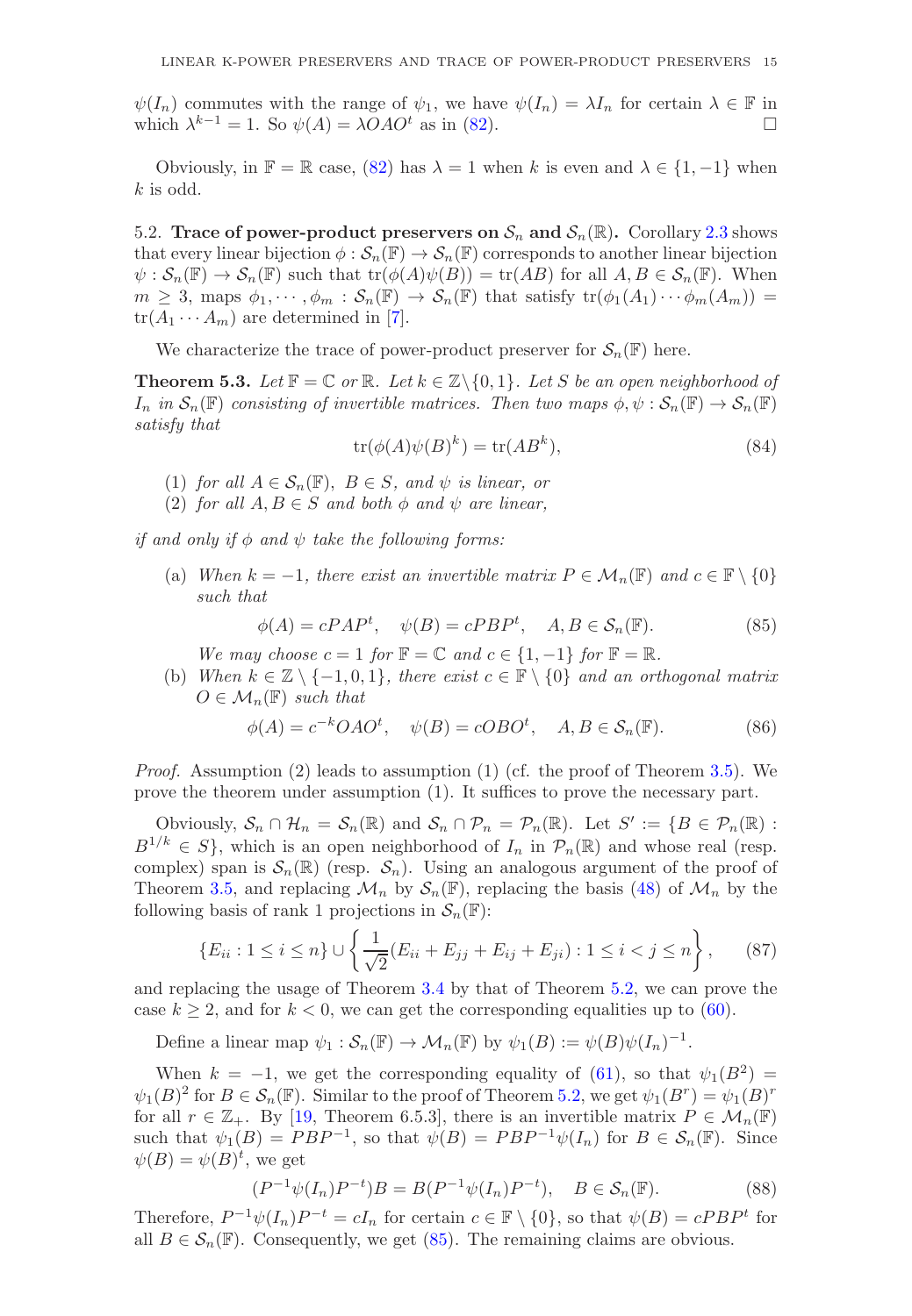$\psi(I_n)$ commutes with the range of $\psi_1$, we have $\psi(I_n) = \lambda I_n$ for certain $\lambda \in \mathbb{F}$ in which $\lambda^{k-1} = 1$. So $\psi(A) = \lambda OAO^t$ as in (82). $\square$

Obviously, in $\mathbb{F} = \mathbb{R}$ case, (82) has $\lambda = 1$ when $k$ is even and $\lambda \in \{1, -1\}$ when $k$ is odd.

5.2. **Trace of power-product preservers on $\mathcal{S}_n$ and $\mathcal{S}_n(\mathbb{R})$.** Corollary 2.3 shows that every linear bijection $\phi : \mathcal{S}_n(\mathbb{F}) \to \mathcal{S}_n(\mathbb{F})$ corresponds to another linear bijection $\psi : \mathcal{S}_n(\mathbb{F}) \to \mathcal{S}_n(\mathbb{F})$ such that $\operatorname{tr}(\phi(A)\psi(B)) = \operatorname{tr}(AB)$ for all $A, B \in \mathcal{S}_n(\mathbb{F})$. When $m \geq 3$, maps $\phi_1, \cdots, \phi_m : \mathcal{S}_n(\mathbb{F}) \to \mathcal{S}_n(\mathbb{F})$ that satisfy $\operatorname{tr}(\phi_1(A_1) \cdots \phi_m(A_m)) = \operatorname{tr}(A_1 \cdots A_m)$ are determined in [7].

We characterize the trace of power-product preserver for $\mathcal{S}_n(\mathbb{F})$ here.

**Theorem 5.3.** *Let $\mathbb{F} = \mathbb{C}$ or $\mathbb{R}$. Let $k \in \mathbb{Z}\backslash\{0, 1\}$. Let $S$ be an open neighborhood of $I_n$ in $\mathcal{S}_n(\mathbb{F})$ consisting of invertible matrices. Then two maps $\phi, \psi : \mathcal{S}_n(\mathbb{F}) \to \mathcal{S}_n(\mathbb{F})$ satisfy that*

$$\operatorname{tr}(\phi(A)\psi(B)^k) = \operatorname{tr}(AB^k), \tag{84}$$

1. *for all $A \in \mathcal{S}_n(\mathbb{F})$, $B \in S$, and $\psi$ is linear, or*
2. *for all $A, B \in S$ and both $\phi$ and $\psi$ are linear,*

*if and only if $\phi$ and $\psi$ take the following forms:*

(a) *When $k = -1$, there exist an invertible matrix $P \in \mathcal{M}_n(\mathbb{F})$ and $c \in \mathbb{F} \setminus \{0\}$ such that*

$$\phi(A) = cPAP^t, \quad \psi(B) = cPBP^t, \quad A, B \in \mathcal{S}_n(\mathbb{F}). \tag{85}$$

*We may choose $c = 1$ for $\mathbb{F} = \mathbb{C}$ and $c \in \{1, -1\}$ for $\mathbb{F} = \mathbb{R}$.*

(b) *When $k \in \mathbb{Z} \setminus \{-1, 0, 1\}$, there exist $c \in \mathbb{F} \setminus \{0\}$ and an orthogonal matrix $O \in \mathcal{M}_n(\mathbb{F})$ such that*

$$\phi(A) = c^{-k}OAO^t, \quad \psi(B) = cOBO^t, \quad A, B \in \mathcal{S}_n(\mathbb{F}). \tag{86}$$

*Proof.* Assumption (2) leads to assumption (1) (cf. the proof of Theorem 3.5). We prove the theorem under assumption (1). It suffices to prove the necessary part.

Obviously, $\mathcal{S}_n \cap \mathcal{H}_n = \mathcal{S}_n(\mathbb{R})$ and $\mathcal{S}_n \cap \mathcal{P}_n = \mathcal{P}_n(\mathbb{R})$. Let $S' := \{B \in \mathcal{P}_n(\mathbb{R}) : B^{1/k} \in S\}$, which is an open neighborhood of $I_n$ in $\mathcal{P}_n(\mathbb{R})$ and whose real (resp. complex) span is $\mathcal{S}_n(\mathbb{R})$ (resp. $\mathcal{S}_n$). Using an analogous argument of the proof of Theorem 3.5, and replacing $\mathcal{M}_n$ by $\mathcal{S}_n(\mathbb{F})$, replacing the basis (48) of $\mathcal{M}_n$ by the following basis of rank 1 projections in $\mathcal{S}_n(\mathbb{F})$:

$$\{E_{ii} : 1 \leq i \leq n\} \cup \left\{ \frac{1}{\sqrt{2}}(E_{ii} + E_{jj} + E_{ij} + E_{ji}) : 1 \leq i < j \leq n \right\}, \tag{87}$$

and replacing the usage of Theorem 3.4 by that of Theorem 5.2, we can prove the case $k \geq 2$, and for $k < 0$, we can get the corresponding equalities up to (60).

Define a linear map $\psi_1 : \mathcal{S}_n(\mathbb{F}) \to \mathcal{M}_n(\mathbb{F})$ by $\psi_1(B) := \psi(B)\psi(I_n)^{-1}$.

When $k = -1$, we get the corresponding equality of (61), so that $\psi_1(B^2) = \psi_1(B)^2$ for $B \in \mathcal{S}_n(\mathbb{F})$. Similar to the proof of Theorem 5.2, we get $\psi_1(B^r) = \psi_1(B)^r$ for all $r \in \mathbb{Z}_+$. By [19, Theorem 6.5.3], there is an invertible matrix $P \in \mathcal{M}_n(\mathbb{F})$ such that $\psi_1(B) = PBP^{-1}$, so that $\psi(B) = PBP^{-1}\psi(I_n)$ for $B \in \mathcal{S}_n(\mathbb{F})$. Since $\psi(B) = \psi(B)^t$, we get

$$(P^{-1}\psi(I_n)P^{-t})B = B(P^{-1}\psi(I_n)P^{-t}), \quad B \in \mathcal{S}_n(\mathbb{F}). \tag{88}$$

Therefore, $P^{-1}\psi(I_n)P^{-t} = cI_n$ for certain $c \in \mathbb{F} \setminus \{0\}$, so that $\psi(B) = cPBP^t$ for all $B \in \mathcal{S}_n(\mathbb{F})$. Consequently, we get (85). The remaining claims are obvious.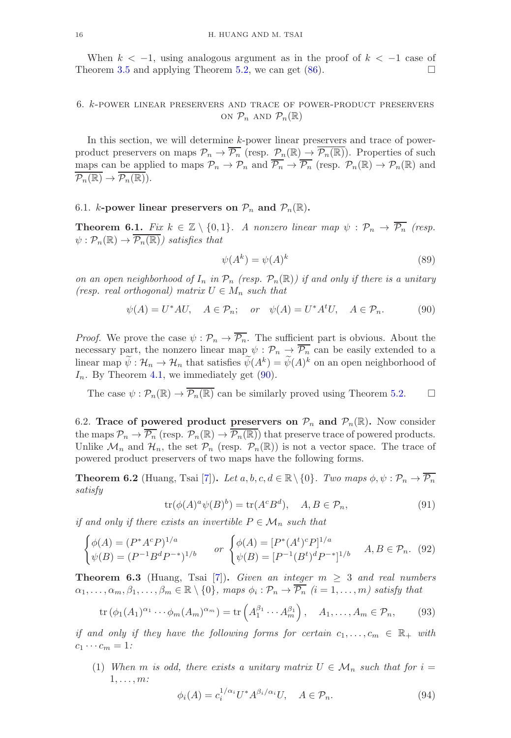When $k < -1$, using analogous argument as in the proof of $k < -1$ case of Theorem 3.5 and applying Theorem 5.2, we can get (86). $\square$

## 6. $k$-power linear preservers and trace of power-product preservers on $\mathcal{P}_n$ and $\mathcal{P}_n(\mathbb{R})$

In this section, we will determine $k$-power linear preservers and trace of power-product preservers on maps $\mathcal{P}_n \to \overline{\mathcal{P}_n}$ (resp. $\mathcal{P}_n(\mathbb{R}) \to \overline{\mathcal{P}_n(\mathbb{R})}$). Properties of such maps can be applied to maps $\mathcal{P}_n \to \mathcal{P}_n$ and $\overline{\mathcal{P}_n} \to \overline{\mathcal{P}_n}$ (resp. $\mathcal{P}_n(\mathbb{R}) \to \mathcal{P}_n(\mathbb{R})$ and $\overline{\mathcal{P}_n(\mathbb{R})} \to \overline{\mathcal{P}_n(\mathbb{R})}$).

### 6.1. $k$-power linear preservers on $\mathcal{P}_n$ and $\mathcal{P}_n(\mathbb{R})$.

**Theorem 6.1.** *Fix $k \in \mathbb{Z} \setminus \{0, 1\}$. A nonzero linear map $\psi : \mathcal{P}_n \to \overline{\mathcal{P}_n}$ (resp. $\psi : \mathcal{P}_n(\mathbb{R}) \to \overline{\mathcal{P}_n(\mathbb{R})}$) satisfies that*

$$\psi(A^k) = \psi(A)^k \tag{89}$$

*on an open neighborhood of $I_n$ in $\mathcal{P}_n$ (resp. $\mathcal{P}_n(\mathbb{R})$) if and only if there is a unitary (resp. real orthogonal) matrix $U \in M_n$ such that*

$$\psi(A) = U^*AU, \quad A \in \mathcal{P}_n; \quad \text{or} \quad \psi(A) = U^*A^tU, \quad A \in \mathcal{P}_n. \tag{90}$$

*Proof.* We prove the case $\psi : \mathcal{P}_n \to \overline{\mathcal{P}_n}$. The sufficient part is obvious. About the necessary part, the nonzero linear map $\psi : \mathcal{P}_n \to \overline{\mathcal{P}_n}$ can be easily extended to a linear map $\widetilde{\psi} : \mathcal{H}_n \to \mathcal{H}_n$ that satisfies $\widetilde{\psi}(A^k) = \widetilde{\psi}(A)^k$ on an open neighborhood of $I_n$. By Theorem 4.1, we immediately get (90).

The case $\psi : \mathcal{P}_n(\mathbb{R}) \to \overline{\mathcal{P}_n(\mathbb{R})}$ can be similarly proved using Theorem 5.2. $\square$

### 6.2. Trace of powered product preservers on $\mathcal{P}_n$ and $\mathcal{P}_n(\mathbb{R})$.

Now consider the maps $\mathcal{P}_n \to \overline{\mathcal{P}_n}$ (resp. $\mathcal{P}_n(\mathbb{R}) \to \overline{\mathcal{P}_n(\mathbb{R})}$) that preserve trace of powered products. Unlike $\mathcal{M}_n$ and $\mathcal{H}_n$, the set $\mathcal{P}_n$ (resp. $\mathcal{P}_n(\mathbb{R})$) is not a vector space. The trace of powered product preservers of two maps have the following forms.

**Theorem 6.2** (Huang, Tsai [7]). *Let $a, b, c, d \in \mathbb{R} \setminus \{0\}$. Two maps $\phi, \psi : \mathcal{P}_n \to \overline{\mathcal{P}_n}$ satisfy*

$$\operatorname{tr}(\phi(A)^a \psi(B)^b) = \operatorname{tr}(A^c B^d), \quad A, B \in \mathcal{P}_n, \tag{91}$$

*if and only if there exists an invertible $P \in \mathcal{M}_n$ such that*

$$\begin{cases} \phi(A) = (P^*A^cP)^{1/a} \\ \psi(B) = (P^{-1}B^dP^{-*})^{1/b} \end{cases} \quad \text{or} \quad \begin{cases} \phi(A) = [P^*(A^t)^cP]^{1/a} \\ \psi(B) = [P^{-1}(B^t)^dP^{-*}]^{1/b} \end{cases} \quad A, B \in \mathcal{P}_n. \tag{92}$$

**Theorem 6.3** (Huang, Tsai [7]). *Given an integer $m \geq 3$ and real numbers $\alpha_1, \ldots, \alpha_m, \beta_1, \ldots, \beta_m \in \mathbb{R} \setminus \{0\}$, maps $\phi_i : \mathcal{P}_n \to \overline{\mathcal{P}_n}$ ($i = 1, \ldots, m$) satisfy that*

$$\operatorname{tr}\left(\phi_1(A_1)^{\alpha_1} \cdots \phi_m(A_m)^{\alpha_m}\right) = \operatorname{tr}\left(A_1^{\beta_1} \cdots A_m^{\beta_1}\right), \quad A_1, \ldots, A_m \in \mathcal{P}_n, \tag{93}$$

*if and only if they have the following forms for certain $c_1, \ldots, c_m \in \mathbb{R}_+$ with $c_1 \cdots c_m = 1$:*

1. *When $m$ is odd, there exists a unitary matrix $U \in \mathcal{M}_n$ such that for $i = 1, \ldots, m$:*

$$\phi_i(A) = c_i^{1/\alpha_i} U^* A^{\beta_i/\alpha_i} U, \quad A \in \mathcal{P}_n. \tag{94}$$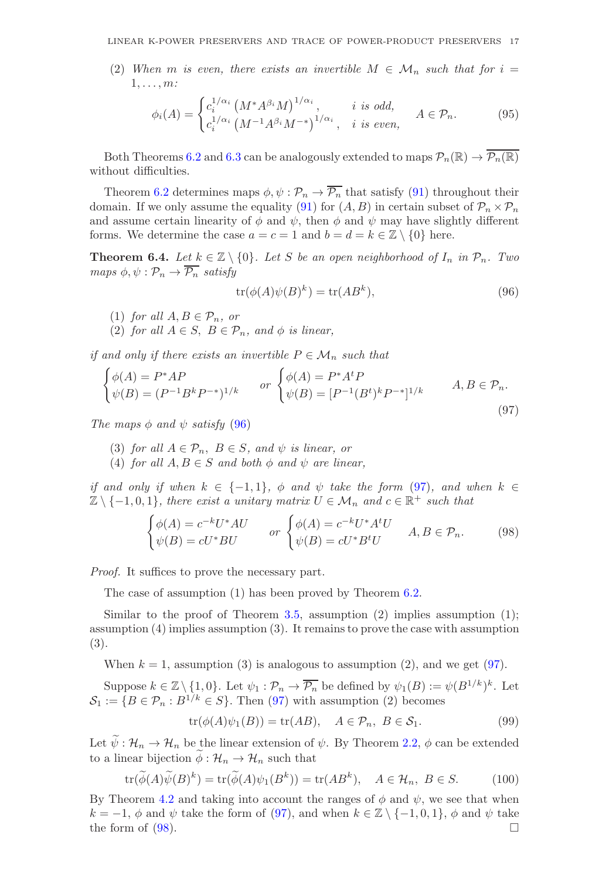(2) *When $m$ is even, there exists an invertible $M \in \mathcal{M}_n$ such that for $i = 1, \ldots, m$:*

$$\phi_i(A) = \begin{cases} c_i^{1/\alpha_i} \left(M^* A^{\beta_i} M\right)^{1/\alpha_i}, & i \text{ is odd,} \\ c_i^{1/\alpha_i} \left(M^{-1} A^{\beta_i} M^{-*}\right)^{1/\alpha_i}, & i \text{ is even,} \end{cases} \quad A \in \mathcal{P}_n. \tag{95}$$

Both Theorems 6.2 and 6.3 can be analogously extended to maps $\mathcal{P}_n(\mathbb{R}) \to \overline{\mathcal{P}_n(\mathbb{R})}$ without difficulties.

Theorem 6.2 determines maps $\phi, \psi : \mathcal{P}_n \to \overline{\mathcal{P}_n}$ that satisfy (91) throughout their domain. If we only assume the equality (91) for $(A, B)$ in certain subset of $\mathcal{P}_n \times \mathcal{P}_n$ and assume certain linearity of $\phi$ and $\psi$, then $\phi$ and $\psi$ may have slightly different forms. We determine the case $a = c = 1$ and $b = d = k \in \mathbb{Z} \setminus \{0\}$ here.

**Theorem 6.4.** *Let $k \in \mathbb{Z} \setminus \{0\}$. Let $S$ be an open neighborhood of $I_n$ in $\mathcal{P}_n$. Two maps $\phi, \psi : \mathcal{P}_n \to \overline{\mathcal{P}_n}$ satisfy*

$$\operatorname{tr}(\phi(A)\psi(B)^k) = \operatorname{tr}(AB^k), \tag{96}$$

(1) *for all $A, B \in \mathcal{P}_n$, or*
(2) *for all $A \in S$, $B \in \mathcal{P}_n$, and $\phi$ is linear,*

*if and only if there exists an invertible $P \in \mathcal{M}_n$ such that*

$$\begin{cases} \phi(A) = P^* A P \\ \psi(B) = (P^{-1} B^k P^{-*})^{1/k} \end{cases} \quad \text{or} \quad \begin{cases} \phi(A) = P^* A^t P \\ \psi(B) = [P^{-1} (B^t)^k P^{-*}]^{1/k} \end{cases} \quad A, B \in \mathcal{P}_n. \tag{97}$$

*The maps $\phi$ and $\psi$ satisfy (96)*

(3) *for all $A \in \mathcal{P}_n$, $B \in S$, and $\psi$ is linear, or*
(4) *for all $A, B \in S$ and both $\phi$ and $\psi$ are linear,*

*if and only if when $k \in \{-1, 1\}$, $\phi$ and $\psi$ take the form (97), and when $k \in \mathbb{Z} \setminus \{-1, 0, 1\}$, there exist a unitary matrix $U \in \mathcal{M}_n$ and $c \in \mathbb{R}^+$ such that*

$$\begin{cases} \phi(A) = c^{-k} U^* A U \\ \psi(B) = c U^* B U \end{cases} \quad \text{or} \quad \begin{cases} \phi(A) = c^{-k} U^* A^t U \\ \psi(B) = c U^* B^t U \end{cases} \quad A, B \in \mathcal{P}_n. \tag{98}$$

*Proof.* It suffices to prove the necessary part.

The case of assumption (1) has been proved by Theorem 6.2.

Similar to the proof of Theorem 3.5, assumption (2) implies assumption (1); assumption (4) implies assumption (3). It remains to prove the case with assumption (3).

When $k = 1$, assumption (3) is analogous to assumption (2), and we get (97).

Suppose $k \in \mathbb{Z} \setminus \{1, 0\}$. Let $\psi_1 : \mathcal{P}_n \to \overline{\mathcal{P}_n}$ be defined by $\psi_1(B) := \psi(B^{1/k})^k$. Let $\mathcal{S}_1 := \{B \in \mathcal{P}_n : B^{1/k} \in S\}$. Then (97) with assumption (2) becomes

$$\operatorname{tr}(\phi(A)\psi_1(B)) = \operatorname{tr}(AB), \quad A \in \mathcal{P}_n, \ B \in \mathcal{S}_1. \tag{99}$$

Let $\widetilde{\psi} : \mathcal{H}_n \to \mathcal{H}_n$ be the linear extension of $\psi$. By Theorem 2.2, $\phi$ can be extended to a linear bijection $\widetilde{\phi} : \mathcal{H}_n \to \mathcal{H}_n$ such that

$$\operatorname{tr}(\widetilde{\phi}(A)\widetilde{\psi}(B)^k) = \operatorname{tr}(\widetilde{\phi}(A)\psi_1(B^k)) = \operatorname{tr}(AB^k), \quad A \in \mathcal{H}_n, \ B \in S. \tag{100}$$

By Theorem 4.2 and taking into account the ranges of $\phi$ and $\psi$, we see that when $k = -1$, $\phi$ and $\psi$ take the form of (97), and when $k \in \mathbb{Z} \setminus \{-1, 0, 1\}$, $\phi$ and $\psi$ take the form of (98). $\square$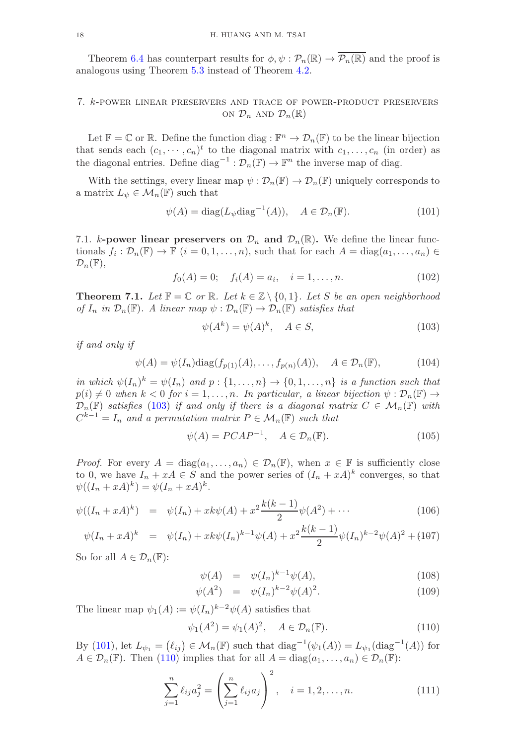Theorem 6.4 has counterpart results for $\phi, \psi : \mathcal{P}_n(\mathbb{R}) \to \overline{\mathcal{P}_n(\mathbb{R})}$ and the proof is analogous using Theorem 5.3 instead of Theorem 4.2.

## 7. $k$-power linear preservers and trace of power-product preservers on $\mathcal{D}_n$ and $\mathcal{D}_n(\mathbb{R})$

Let $\mathbb{F} = \mathbb{C}$ or $\mathbb{R}$. Define the function $\operatorname{diag} : \mathbb{F}^n \to \mathcal{D}_n(\mathbb{F})$ to be the linear bijection that sends each $(c_1, \cdots, c_n)^t$ to the diagonal matrix with $c_1, \ldots, c_n$ (in order) as the diagonal entries. Define $\operatorname{diag}^{-1} : \mathcal{D}_n(\mathbb{F}) \to \mathbb{F}^n$ the inverse map of diag.

With the settings, every linear map $\psi : \mathcal{D}_n(\mathbb{F}) \to \mathcal{D}_n(\mathbb{F})$ uniquely corresponds to a matrix $L_\psi \in \mathcal{M}_n(\mathbb{F})$ such that

$$\psi(A) = \operatorname{diag}(L_\psi \operatorname{diag}^{-1}(A)), \quad A \in \mathcal{D}_n(\mathbb{F}). \tag{101}$$

7.1. **$k$-power linear preservers on $\mathcal{D}_n$ and $\mathcal{D}_n(\mathbb{R})$.** We define the linear functionals $f_i : \mathcal{D}_n(\mathbb{F}) \to \mathbb{F}$ $(i = 0, 1, \ldots, n)$, such that for each $A = \operatorname{diag}(a_1, \ldots, a_n) \in \mathcal{D}_n(\mathbb{F})$,

$$f_0(A) = 0; \quad f_i(A) = a_i, \quad i = 1, \ldots, n. \tag{102}$$

**Theorem 7.1.** *Let $\mathbb{F} = \mathbb{C}$ or $\mathbb{R}$. Let $k \in \mathbb{Z} \setminus \{0, 1\}$. Let $S$ be an open neighborhood of $I_n$ in $\mathcal{D}_n(\mathbb{F})$. A linear map $\psi : \mathcal{D}_n(\mathbb{F}) \to \mathcal{D}_n(\mathbb{F})$ satisfies that*

$$\psi(A^k) = \psi(A)^k, \quad A \in S, \tag{103}$$

*if and only if*

$$\psi(A) = \psi(I_n)\operatorname{diag}(f_{p(1)}(A), \ldots, f_{p(n)}(A)), \quad A \in \mathcal{D}_n(\mathbb{F}), \tag{104}$$

*in which $\psi(I_n)^k = \psi(I_n)$ and $p : \{1, \ldots, n\} \to \{0, 1, \ldots, n\}$ is a function such that $p(i) \neq 0$ when $k < 0$ for $i = 1, \ldots, n$. In particular, a linear bijection $\psi : \mathcal{D}_n(\mathbb{F}) \to \mathcal{D}_n(\mathbb{F})$ satisfies (103) if and only if there is a diagonal matrix $C \in \mathcal{M}_n(\mathbb{F})$ with $C^{k-1} = I_n$ and a permutation matrix $P \in \mathcal{M}_n(\mathbb{F})$ such that*

$$\psi(A) = PCAP^{-1}, \quad A \in \mathcal{D}_n(\mathbb{F}). \tag{105}$$

*Proof.* For every $A = \operatorname{diag}(a_1, \ldots, a_n) \in \mathcal{D}_n(\mathbb{F})$, when $x \in \mathbb{F}$ is sufficiently close to 0, we have $I_n + xA \in S$ and the power series of $(I_n + xA)^k$ converges, so that $\psi((I_n + xA)^k) = \psi(I_n + xA)^k$.

$$\psi((I_n + xA)^k) = \psi(I_n) + xk\psi(A) + x^2\frac{k(k-1)}{2}\psi(A^2) + \cdots \tag{106}$$

$$\psi(I_n + xA)^k = \psi(I_n) + xk\psi(I_n)^{k-1}\psi(A) + x^2\frac{k(k-1)}{2}\psi(I_n)^{k-2}\psi(A)^2 + \cdots \tag{107}$$

So for all $A \in \mathcal{D}_n(\mathbb{F})$:

$$\psi(A) = \psi(I_n)^{k-1}\psi(A), \tag{108}$$

$$\psi(A^2) = \psi(I_n)^{k-2}\psi(A)^2. \tag{109}$$

The linear map $\psi_1(A) := \psi(I_n)^{k-2}\psi(A)$ satisfies that

$$\psi_1(A^2) = \psi_1(A)^2, \quad A \in \mathcal{D}_n(\mathbb{F}). \tag{110}$$

By (101), let $L_{\psi_1} = (\ell_{ij}) \in \mathcal{M}_n(\mathbb{F})$ such that $\operatorname{diag}^{-1}(\psi_1(A)) = L_{\psi_1}(\operatorname{diag}^{-1}(A))$ for $A \in \mathcal{D}_n(\mathbb{F})$. Then (110) implies that for all $A = \operatorname{diag}(a_1, \ldots, a_n) \in \mathcal{D}_n(\mathbb{F})$:

$$\sum_{j=1}^{n} \ell_{ij}a_j^2 = \left(\sum_{j=1}^{n} \ell_{ij}a_j\right)^2, \quad i = 1, 2, \ldots, n. \tag{111}$$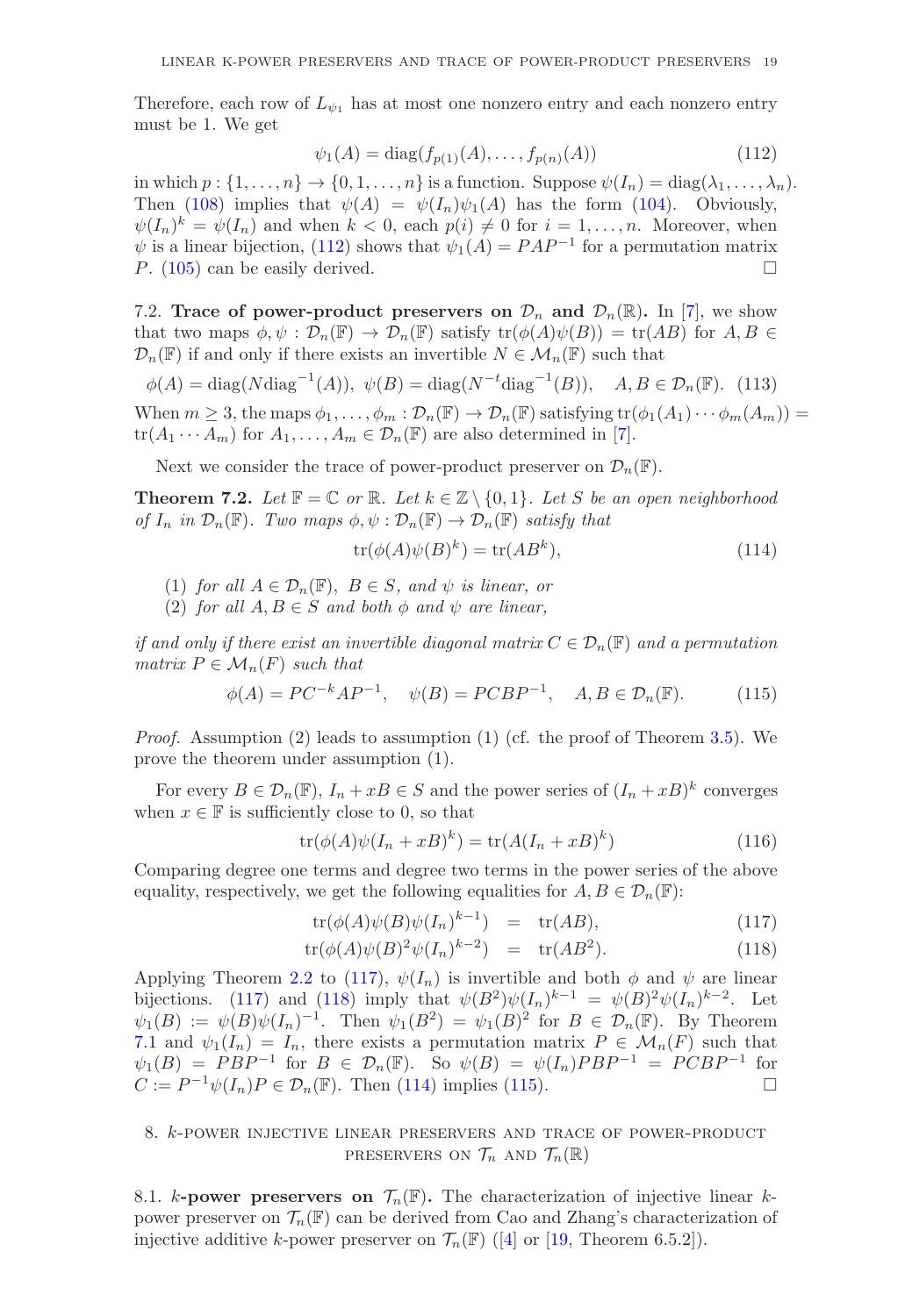Therefore, each row of $L_{\psi_1}$ has at most one nonzero entry and each nonzero entry must be 1. We get

$$\psi_1(A) = \text{diag}(f_{p(1)}(A), \ldots, f_{p(n)}(A)) \tag{112}$$

in which $p : \{1, \ldots, n\} \to \{0, 1, \ldots, n\}$ is a function. Suppose $\psi(I_n) = \text{diag}(\lambda_1, \ldots, \lambda_n)$. Then (108) implies that $\psi(A) = \psi(I_n)\psi_1(A)$ has the form (104). Obviously, $\psi(I_n)^k = \psi(I_n)$ and when $k < 0$, each $p(i) \neq 0$ for $i = 1, \ldots, n$. Moreover, when $\psi$ is a linear bijection, (112) shows that $\psi_1(A) = PAP^{-1}$ for a permutation matrix $P$. (105) can be easily derived. □

7.2. **Trace of power-product preservers on $\mathcal{D}_n$ and $\mathcal{D}_n(\mathbb{R})$.** In [7], we show that two maps $\phi, \psi : \mathcal{D}_n(\mathbb{F}) \to \mathcal{D}_n(\mathbb{F})$ satisfy $\text{tr}(\phi(A)\psi(B)) = \text{tr}(AB)$ for $A, B \in \mathcal{D}_n(\mathbb{F})$ if and only if there exists an invertible $N \in \mathcal{M}_n(\mathbb{F})$ such that

$$\phi(A) = \text{diag}(N\text{diag}^{-1}(A)), \;\; \psi(B) = \text{diag}(N^{-t}\text{diag}^{-1}(B)), \quad A, B \in \mathcal{D}_n(\mathbb{F}). \tag{113}$$

When $m \geq 3$, the maps $\phi_1, \ldots, \phi_m : \mathcal{D}_n(\mathbb{F}) \to \mathcal{D}_n(\mathbb{F})$ satisfying $\text{tr}(\phi_1(A_1) \cdots \phi_m(A_m)) = \text{tr}(A_1 \cdots A_m)$ for $A_1, \ldots, A_m \in \mathcal{D}_n(\mathbb{F})$ are also determined in [7].

Next we consider the trace of power-product preserver on $\mathcal{D}_n(\mathbb{F})$.

**Theorem 7.2.** *Let $\mathbb{F} = \mathbb{C}$ or $\mathbb{R}$. Let $k \in \mathbb{Z} \setminus \{0, 1\}$. Let $S$ be an open neighborhood of $I_n$ in $\mathcal{D}_n(\mathbb{F})$. Two maps $\phi, \psi : \mathcal{D}_n(\mathbb{F}) \to \mathcal{D}_n(\mathbb{F})$ satisfy that*

$$\text{tr}(\phi(A)\psi(B)^k) = \text{tr}(AB^k), \tag{114}$$

1. *for all $A \in \mathcal{D}_n(\mathbb{F})$, $B \in S$, and $\psi$ is linear, or*
2. *for all $A, B \in S$ and both $\phi$ and $\psi$ are linear,*

*if and only if there exist invertible diagonal matrix $C \in \mathcal{D}_n(\mathbb{F})$ and a permutation matrix $P \in \mathcal{M}_n(F)$ such that*

$$\phi(A) = PC^{-k}AP^{-1}, \quad \psi(B) = PCBP^{-1}, \quad A, B \in \mathcal{D}_n(\mathbb{F}). \tag{115}$$

*Proof.* Assumption (2) leads to assumption (1) (cf. the proof of Theorem 3.5). We prove the theorem under assumption (1).

For every $B \in \mathcal{D}_n(\mathbb{F})$, $I_n + xB \in S$ and the power series of $(I_n + xB)^k$ converges when $x \in \mathbb{F}$ is sufficiently close to 0, so that

$$\text{tr}(\phi(A)\psi(I_n + xB)^k) = \text{tr}(A(I_n + xB)^k) \tag{116}$$

Comparing degree one terms and degree two terms in the power series of the above equality, respectively, we get the following equalities for $A, B \in \mathcal{D}_n(\mathbb{F})$:

$$\text{tr}(\phi(A)\psi(B)\psi(I_n)^{k-1}) \;\; = \;\; \text{tr}(AB), \tag{117}$$

$$\text{tr}(\phi(A)\psi(B)^2\psi(I_n)^{k-2}) \;\; = \;\; \text{tr}(AB^2). \tag{118}$$

Applying Theorem 2.2 to (117), $\psi(I_n)$ is invertible and both $\phi$ and $\psi$ are linear bijections. (117) and (118) imply that $\psi(B^2)\psi(I_n)^{k-1} = \psi(B)^2\psi(I_n)^{k-2}$. Let $\psi_1(B) := \psi(B)\psi(I_n)^{-1}$. Then $\psi_1(B^2) = \psi_1(B)^2$ for $B \in \mathcal{D}_n(\mathbb{F})$. By Theorem 7.1 and $\psi_1(I_n) = I_n$, there exists a permutation matrix $P \in \mathcal{M}_n(F)$ such that $\psi_1(B) = PBP^{-1}$ for $B \in \mathcal{D}_n(\mathbb{F})$. So $\psi(B) = \psi(I_n)PBP^{-1} = PCBP^{-1}$ for $C := P^{-1}\psi(I_n)P \in \mathcal{D}_n(\mathbb{F})$. Then (114) implies (115). □

## 8. $k$-power injective linear preservers and trace of power-product preservers on $\mathcal{T}_n$ and $\mathcal{T}_n(\mathbb{R})$

8.1. **$k$-power preservers on $\mathcal{T}_n(\mathbb{F})$.** The characterization of injective linear $k$-power preserver on $\mathcal{T}_n(\mathbb{F})$ can be derived from Cao and Zhang's characterization of injective additive $k$-power preserver on $\mathcal{T}_n(\mathbb{F})$ ([4] or [19, Theorem 6.5.2]).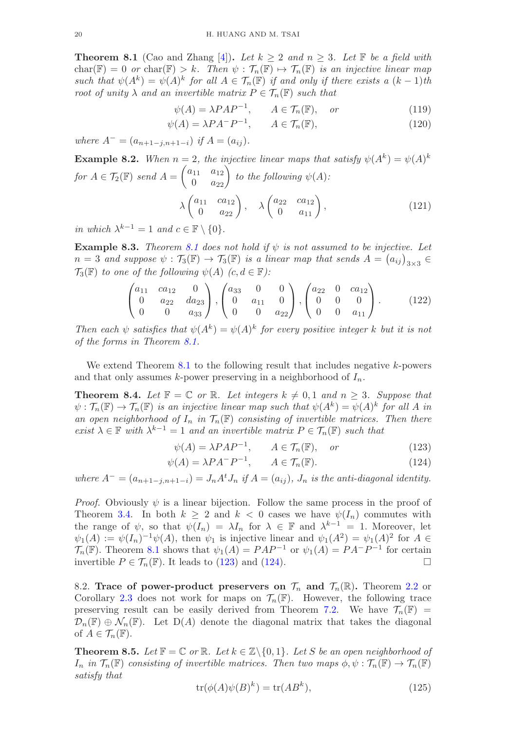**Theorem 8.1** (Cao and Zhang [4]). *Let $k \geq 2$ and $n \geq 3$. Let $\mathbb{F}$ be a field with $\text{char}(\mathbb{F}) = 0$ or $\text{char}(\mathbb{F}) > k$. Then $\psi : \mathcal{T}_n(\mathbb{F}) \mapsto \mathcal{T}_n(\mathbb{F})$ is an injective linear map such that $\psi(A^k) = \psi(A)^k$ for all $A \in \mathcal{T}_n(\mathbb{F})$ if and only if there exists a $(k-1)$th root of unity $\lambda$ and an invertible matrix $P \in \mathcal{T}_n(\mathbb{F})$ such that*

$$\psi(A) = \lambda P A P^{-1}, \qquad A \in \mathcal{T}_n(\mathbb{F}), \quad or \tag{119}$$

$$\psi(A) = \lambda P A^{-} P^{-1}, \qquad A \in \mathcal{T}_n(\mathbb{F}), \tag{120}$$

*where $A^{-} = (a_{n+1-j,n+1-i})$ if $A = (a_{ij})$.*

**Example 8.2.** *When $n = 2$, the injective linear maps that satisfy $\psi(A^k) = \psi(A)^k$ for $A \in \mathcal{T}_2(\mathbb{F})$ send $A = \begin{pmatrix} a_{11} & a_{12} \\ 0 & a_{22} \end{pmatrix}$ to the following $\psi(A)$:*

$$\lambda \begin{pmatrix} a_{11} & ca_{12} \\ 0 & a_{22} \end{pmatrix}, \quad \lambda \begin{pmatrix} a_{22} & ca_{12} \\ 0 & a_{11} \end{pmatrix}, \tag{121}$$

*in which $\lambda^{k-1} = 1$ and $c \in \mathbb{F} \setminus \{0\}$.*

**Example 8.3.** *Theorem 8.1 does not hold if $\psi$ is not assumed to be injective. Let $n = 3$ and suppose $\psi : \mathcal{T}_3(\mathbb{F}) \to \mathcal{T}_3(\mathbb{F})$ is a linear map that sends $A = (a_{ij})_{3\times 3} \in \mathcal{T}_3(\mathbb{F})$ to one of the following $\psi(A)$ $(c, d \in \mathbb{F})$:*

$$\begin{pmatrix} a_{11} & ca_{12} & 0 \\ 0 & a_{22} & da_{23} \\ 0 & 0 & a_{33} \end{pmatrix}, \begin{pmatrix} a_{33} & 0 & 0 \\ 0 & a_{11} & 0 \\ 0 & 0 & a_{22} \end{pmatrix}, \begin{pmatrix} a_{22} & 0 & ca_{12} \\ 0 & 0 & 0 \\ 0 & 0 & a_{11} \end{pmatrix}. \tag{122}$$

*Then each $\psi$ satisfies that $\psi(A^k) = \psi(A)^k$ for every positive integer $k$ but it is not of the forms in Theorem 8.1.*

We extend Theorem 8.1 to the following result that includes negative $k$-powers and that only assumes $k$-power preserving in a neighborhood of $I_n$.

**Theorem 8.4.** *Let $\mathbb{F} = \mathbb{C}$ or $\mathbb{R}$. Let integers $k \neq 0, 1$ and $n \geq 3$. Suppose that $\psi : \mathcal{T}_n(\mathbb{F}) \to \mathcal{T}_n(\mathbb{F})$ is an injective linear map such that $\psi(A^k) = \psi(A)^k$ for all $A$ in an open neighborhood of $I_n$ in $\mathcal{T}_n(\mathbb{F})$ consisting of invertible matrices. Then there exist $\lambda \in \mathbb{F}$ with $\lambda^{k-1} = 1$ and an invertible matrix $P \in \mathcal{T}_n(\mathbb{F})$ such that*

$$\psi(A) = \lambda P A P^{-1}, \qquad A \in \mathcal{T}_n(\mathbb{F}), \quad or \tag{123}$$

$$\psi(A) = \lambda P A^{-} P^{-1}, \qquad A \in \mathcal{T}_n(\mathbb{F}). \tag{124}$$

*where $A^{-} = (a_{n+1-j,n+1-i}) = J_n A^t J_n$ if $A = (a_{ij})$, $J_n$ is the anti-diagonal identity.*

*Proof.* Obviously $\psi$ is a linear bijection. Follow the same process in the proof of Theorem 3.4. In both $k \geq 2$ and $k < 0$ cases we have $\psi(I_n)$ commutes with the range of $\psi$, so that $\psi(I_n) = \lambda I_n$ for $\lambda \in \mathbb{F}$ and $\lambda^{k-1} = 1$. Moreover, let $\psi_1(A) := \psi(I_n)^{-1}\psi(A)$, then $\psi_1$ is injective linear and $\psi_1(A^2) = \psi_1(A)^2$ for $A \in \mathcal{T}_n(\mathbb{F})$. Theorem 8.1 shows that $\psi_1(A) = PAP^{-1}$ or $\psi_1(A) = PA^{-}P^{-1}$ for certain invertible $P \in \mathcal{T}_n(\mathbb{F})$. It leads to (123) and (124). $\square$

8.2. **Trace of power-product preservers on $\mathcal{T}_n$ and $\mathcal{T}_n(\mathbb{R})$.** Theorem 2.2 or Corollary 2.3 does not work for maps on $\mathcal{T}_n(\mathbb{F})$. However, the following trace preserving result can be easily derived from Theorem 7.2. We have $\mathcal{T}_n(\mathbb{F}) = \mathcal{D}_n(\mathbb{F}) \oplus \mathcal{N}_n(\mathbb{F})$. Let $\text{D}(A)$ denote the diagonal matrix that takes the diagonal of $A \in \mathcal{T}_n(\mathbb{F})$.

**Theorem 8.5.** *Let $\mathbb{F} = \mathbb{C}$ or $\mathbb{R}$. Let $k \in \mathbb{Z}\setminus\{0, 1\}$. Let $S$ be an open neighborhood of $I_n$ in $\mathcal{T}_n(\mathbb{F})$ consisting of invertible matrices. Then two maps $\phi, \psi : \mathcal{T}_n(\mathbb{F}) \to \mathcal{T}_n(\mathbb{F})$ satisfy that*

$$\text{tr}(\phi(A)\psi(B)^k) = \text{tr}(AB^k), \tag{125}$$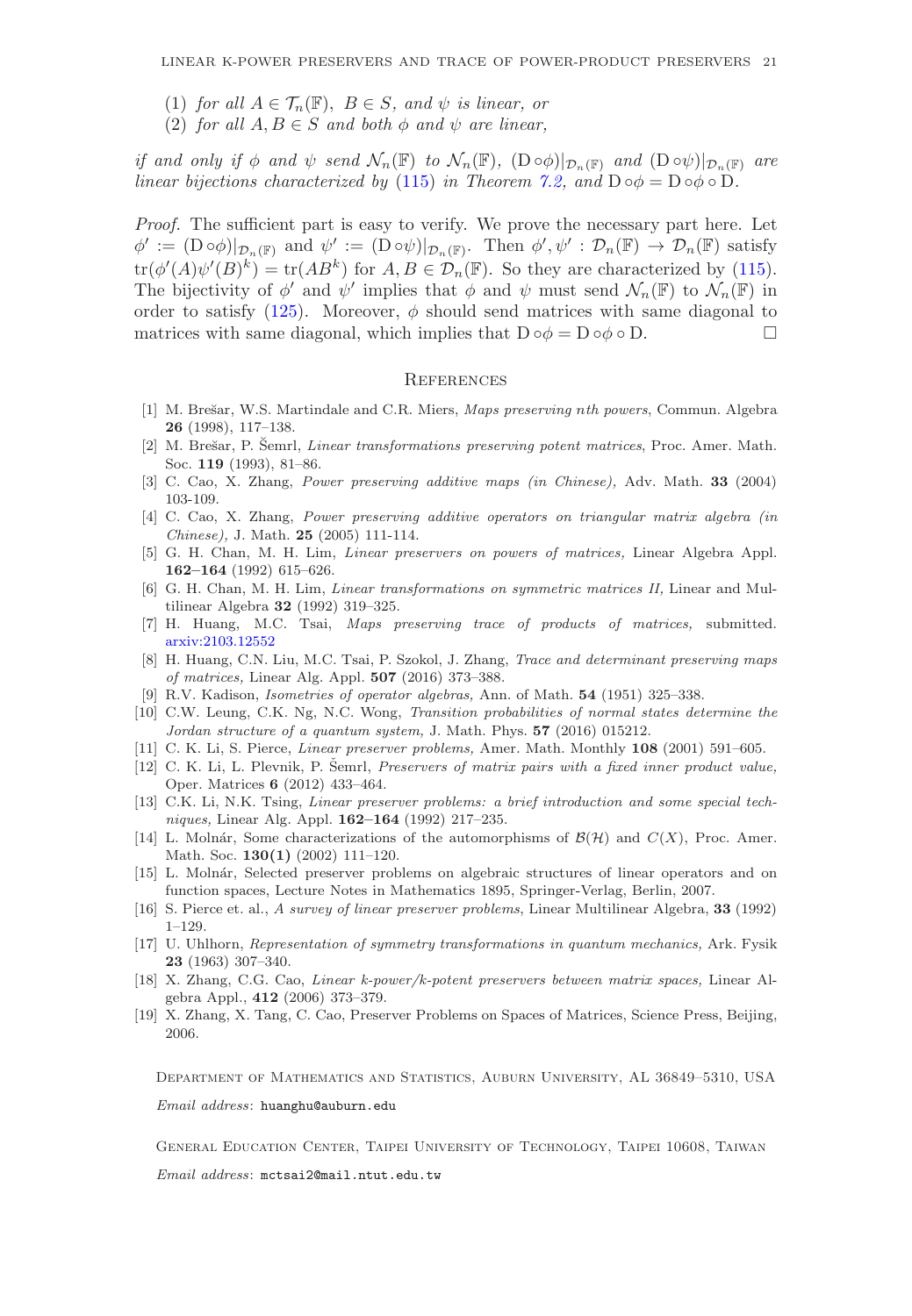(1) *for all* $A \in \mathcal{T}_n(\mathbb{F})$, $B \in S$, *and* $\psi$ *is linear, or*
(2) *for all* $A, B \in S$ *and both* $\phi$ *and* $\psi$ *are linear,*

*if and only if* $\phi$ *and* $\psi$ *send* $\mathcal{N}_n(\mathbb{F})$ *to* $\mathcal{N}_n(\mathbb{F})$, $(\mathrm{D} \circ \phi)|_{\mathcal{D}_n(\mathbb{F})}$ *and* $(\mathrm{D} \circ \psi)|_{\mathcal{D}_n(\mathbb{F})}$ *are linear bijections characterized by* (115) *in Theorem 7.2, and* $\mathrm{D} \circ \phi = \mathrm{D} \circ \phi \circ \mathrm{D}$.

*Proof.* The sufficient part is easy to verify. We prove the necessary part here. Let $\phi' := (\mathrm{D} \circ \phi)|_{\mathcal{D}_n(\mathbb{F})}$ and $\psi' := (\mathrm{D} \circ \psi)|_{\mathcal{D}_n(\mathbb{F})}$. Then $\phi', \psi' : \mathcal{D}_n(\mathbb{F}) \to \mathcal{D}_n(\mathbb{F})$ satisfy $\mathrm{tr}(\phi'(A)\psi'(B)^k) = \mathrm{tr}(AB^k)$ for $A, B \in \mathcal{D}_n(\mathbb{F})$. So they are characterized by (115). The bijectivity of $\phi'$ and $\psi'$ implies that $\phi$ and $\psi$ must send $\mathcal{N}_n(\mathbb{F})$ to $\mathcal{N}_n(\mathbb{F})$ in order to satisfy (125). Moreover, $\phi$ should send matrices with same diagonal to matrices with same diagonal, which implies that $\mathrm{D} \circ \phi = \mathrm{D} \circ \phi \circ \mathrm{D}$. $\square$

## References

[1] M. Brešar, W.S. Martindale and C.R. Miers, *Maps preserving nth powers*, Commun. Algebra **26** (1998), 117–138.

[2] M. Brešar, P. Šemrl, *Linear transformations preserving potent matrices*, Proc. Amer. Math. Soc. **119** (1993), 81–86.

[3] C. Cao, X. Zhang, *Power preserving additive maps (in Chinese),* Adv. Math. **33** (2004) 103-109.

[4] C. Cao, X. Zhang, *Power preserving additive operators on triangular matrix algebra (in Chinese),* J. Math. **25** (2005) 111-114.

[5] G. H. Chan, M. H. Lim, *Linear preservers on powers of matrices,* Linear Algebra Appl. **162–164** (1992) 615–626.

[6] G. H. Chan, M. H. Lim, *Linear transformations on symmetric matrices II,* Linear and Multilinear Algebra **32** (1992) 319–325.

[7] H. Huang, M.C. Tsai, *Maps preserving trace of products of matrices,* submitted. arxiv:2103.12552

[8] H. Huang, C.N. Liu, M.C. Tsai, P. Szokol, J. Zhang, *Trace and determinant preserving maps of matrices,* Linear Alg. Appl. **507** (2016) 373–388.

[9] R.V. Kadison, *Isometries of operator algebras,* Ann. of Math. **54** (1951) 325–338.

[10] C.W. Leung, C.K. Ng, N.C. Wong, *Transition probabilities of normal states determine the Jordan structure of a quantum system,* J. Math. Phys. **57** (2016) 015212.

[11] C. K. Li, S. Pierce, *Linear preserver problems,* Amer. Math. Monthly **108** (2001) 591–605.

[12] C. K. Li, L. Plevnik, P. Šemrl, *Preservers of matrix pairs with a fixed inner product value,* Oper. Matrices **6** (2012) 433–464.

[13] C.K. Li, N.K. Tsing, *Linear preserver problems: a brief introduction and some special techniques,* Linear Alg. Appl. **162–164** (1992) 217–235.

[14] L. Molnár, Some characterizations of the automorphisms of $\mathcal{B}(\mathcal{H})$ and $C(X)$, Proc. Amer. Math. Soc. **130(1)** (2002) 111–120.

[15] L. Molnár, Selected preserver problems on algebraic structures of linear operators and on function spaces, Lecture Notes in Mathematics 1895, Springer-Verlag, Berlin, 2007.

[16] S. Pierce et. al., *A survey of linear preserver problems*, Linear Multilinear Algebra, **33** (1992) 1–129.

[17] U. Uhlhorn, *Representation of symmetry transformations in quantum mechanics,* Ark. Fysik **23** (1963) 307–340.

[18] X. Zhang, C.G. Cao, *Linear k-power/k-potent preservers between matrix spaces,* Linear Algebra Appl., **412** (2006) 373–379.

[19] X. Zhang, X. Tang, C. Cao, Preserver Problems on Spaces of Matrices, Science Press, Beijing, 2006.

Department of Mathematics and Statistics, Auburn University, AL 36849–5310, USA

*Email address*: huanghu@auburn.edu

General Education Center, Taipei University of Technology, Taipei 10608, Taiwan

*Email address*: mctsai2@mail.ntut.edu.tw